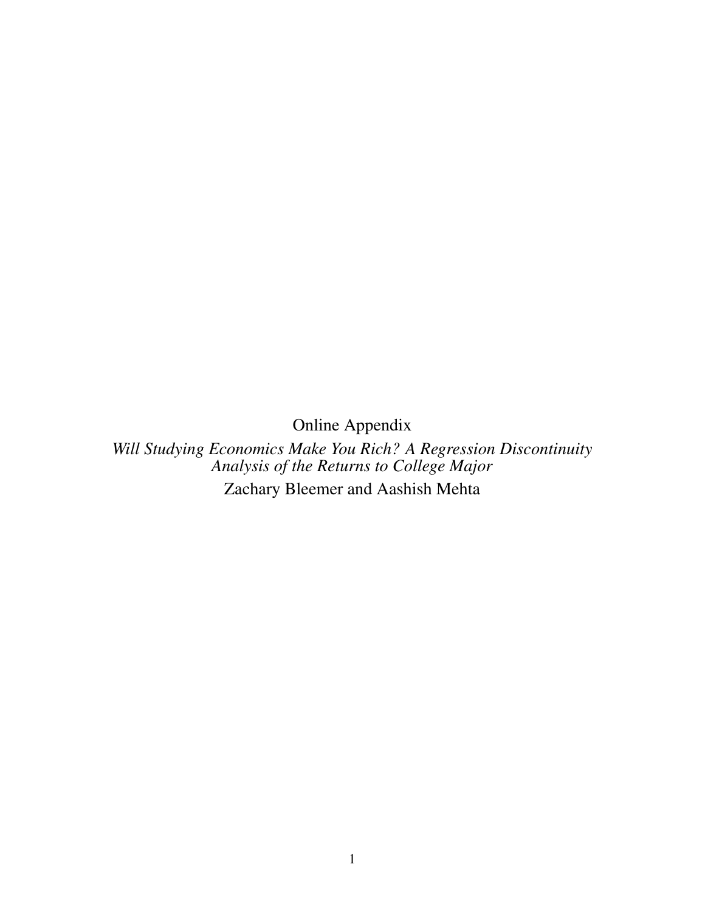Online Appendix

*Will Studying Economics Make You Rich? A Regression Discontinuity Analysis of the Returns to College Major*

Zachary Bleemer and Aashish Mehta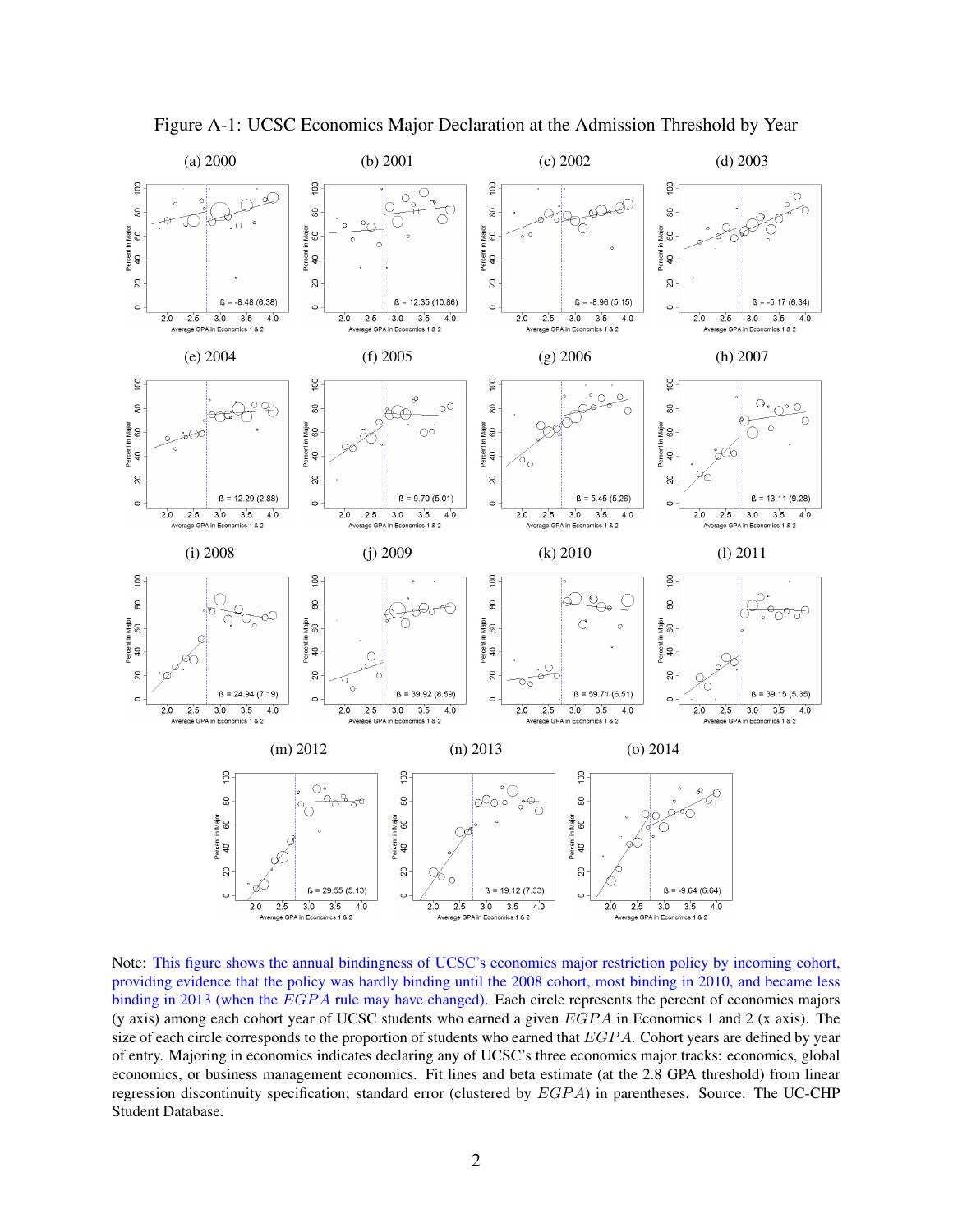Figure A-1: UCSC Economics Major Declaration at the Admission Threshold by Year

(a) 2000 — ß = -8.48 (6.38)

(b) 2001 — ß = 12.35 (10.86)

(c) 2002 — ß = -8.96 (5.15)

(d) 2003 — ß = -5.17 (6.34)

(e) 2004 — ß = 12.29 (2.88)

(f) 2005 — ß = 9.70 (5.01)

(g) 2006 — ß = 5.45 (5.26)

(h) 2007 — ß = 13.11 (9.28)

(i) 2008 — ß = 24.94 (7.19)

(j) 2009 — ß = 39.92 (8.59)

(k) 2010 — ß = 59.71 (6.51)

(l) 2011 — ß = 39.15 (5.35)

(m) 2012 — ß = 29.55 (5.13)

(n) 2013 — ß = 19.12 (7.33)

(o) 2014 — ß = -9.64 (6.64)

Note: This figure shows the annual bindingness of UCSC's economics major restriction policy by incoming cohort, providing evidence that the policy was hardly binding until the 2008 cohort, most binding in 2010, and became less binding in 2013 (when the $EGPA$ rule may have changed). Each circle represents the percent of economics majors (y axis) among each cohort year of UCSC students who earned a given $EGPA$ in Economics 1 and 2 (x axis). The size of each circle corresponds to the proportion of students who earned that $EGPA$. Cohort years are defined by year of entry. Majoring in economics indicates declaring any of UCSC's three economics major tracks: economics, global economics, or business management economics. Fit lines and beta estimate (at the 2.8 GPA threshold) from linear regression discontinuity specification; standard error (clustered by $EGPA$) in parentheses. Source: The UC-CHP Student Database.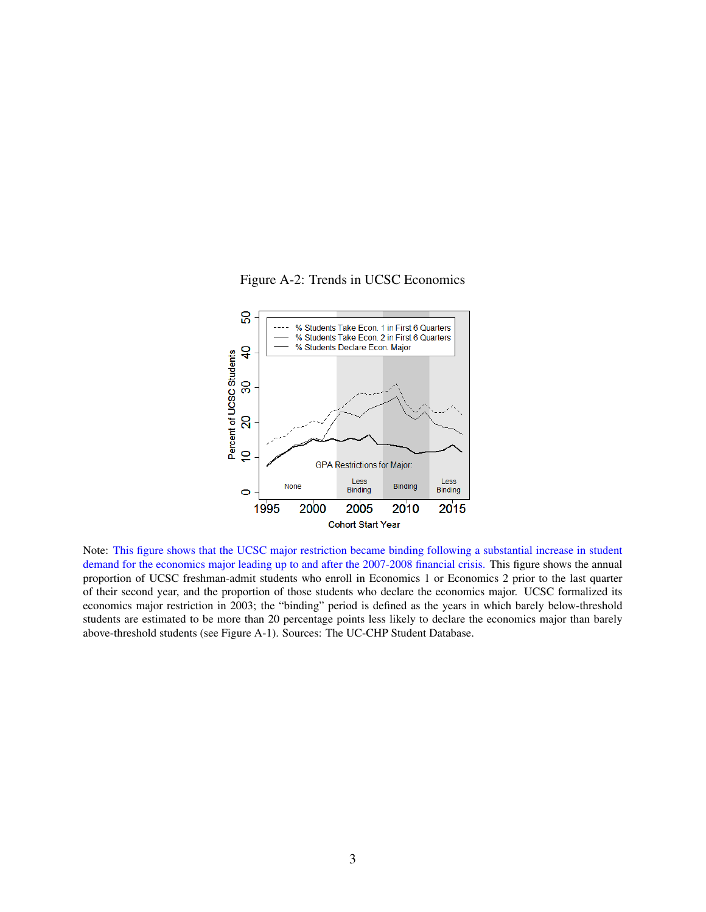Figure A-2: Trends in UCSC Economics

Note: This figure shows that the UCSC major restriction became binding following a substantial increase in student demand for the economics major leading up to and after the 2007-2008 financial crisis. This figure shows the annual proportion of UCSC freshman-admit students who enroll in Economics 1 or Economics 2 prior to the last quarter of their second year, and the proportion of those students who declare the economics major. UCSC formalized its economics major restriction in 2003; the "binding" period is defined as the years in which barely below-threshold students are estimated to be more than 20 percentage points less likely to declare the economics major than barely above-threshold students (see Figure A-1). Sources: The UC-CHP Student Database.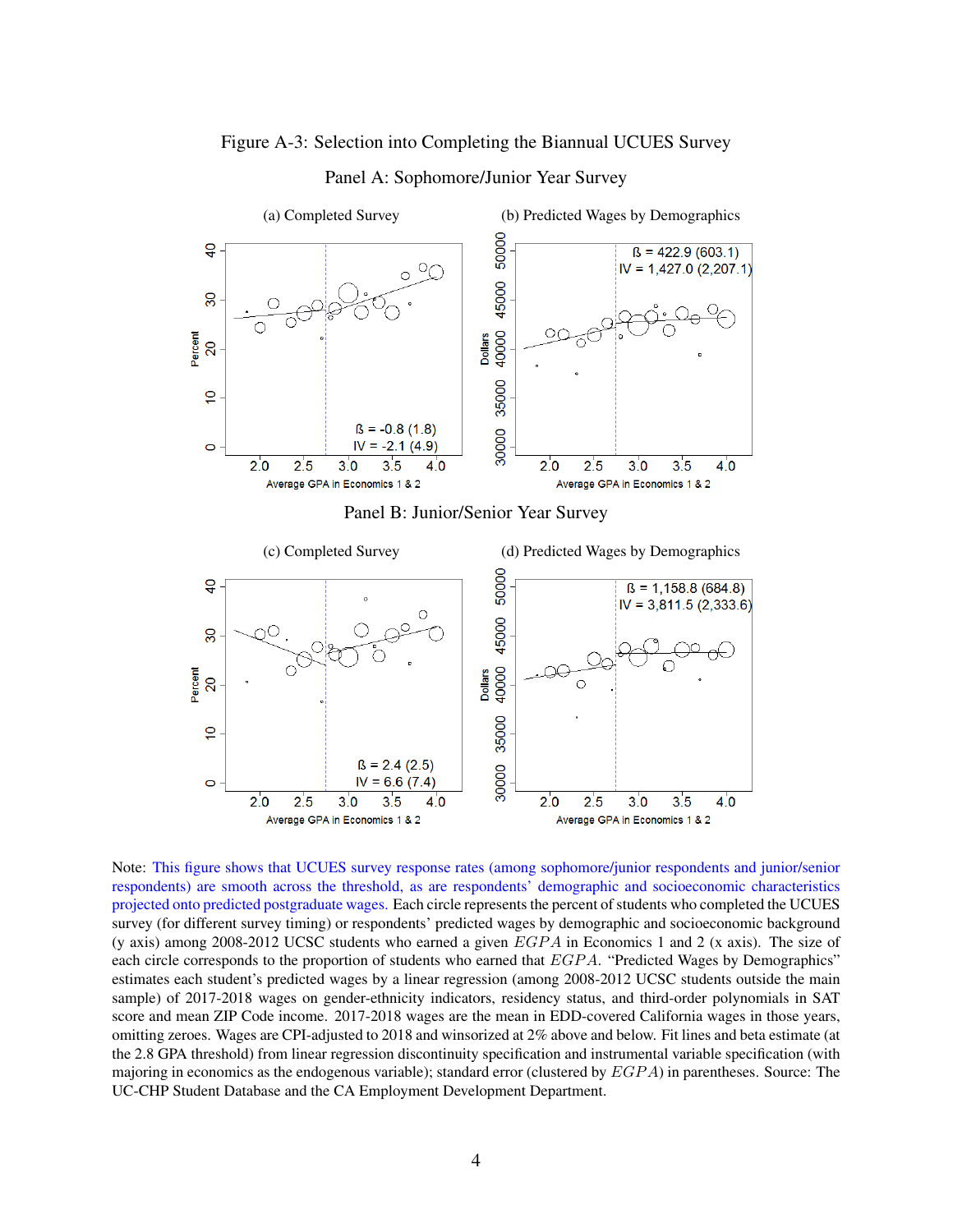Figure A-3: Selection into Completing the Biannual UCUES Survey

Panel A: Sophomore/Junior Year Survey

(a) Completed Survey

ß = -0.8 (1.8)
IV = -2.1 (4.9)

(b) Predicted Wages by Demographics

ß = 422.9 (603.1)
IV = 1,427.0 (2,207.1)

Panel B: Junior/Senior Year Survey

(c) Completed Survey

ß = 2.4 (2.5)
IV = 6.6 (7.4)

(d) Predicted Wages by Demographics

ß = 1,158.8 (684.8)
IV = 3,811.5 (2,333.6)

Note: This figure shows that UCUES survey response rates (among sophomore/junior respondents and junior/senior respondents) are smooth across the threshold, as are respondents' demographic and socioeconomic characteristics projected onto predicted postgraduate wages. Each circle represents the percent of students who completed the UCUES survey (for different survey timing) or respondents' predicted wages by demographic and socioeconomic background (y axis) among 2008-2012 UCSC students who earned a given $EGPA$ in Economics 1 and 2 (x axis). The size of each circle corresponds to the proportion of students who earned that $EGPA$. "Predicted Wages by Demographics" estimates each student's predicted wages by a linear regression (among 2008-2012 UCSC students outside the main sample) of 2017-2018 wages on gender-ethnicity indicators, residency status, and third-order polynomials in SAT score and mean ZIP Code income. 2017-2018 wages are the mean in EDD-covered California wages in those years, omitting zeroes. Wages are CPI-adjusted to 2018 and winsorized at 2% above and below. Fit lines and beta estimate (at the 2.8 GPA threshold) from linear regression discontinuity specification and instrumental variable specification (with majoring in economics as the endogenous variable); standard error (clustered by $EGPA$) in parentheses. Source: The UC-CHP Student Database and the CA Employment Development Department.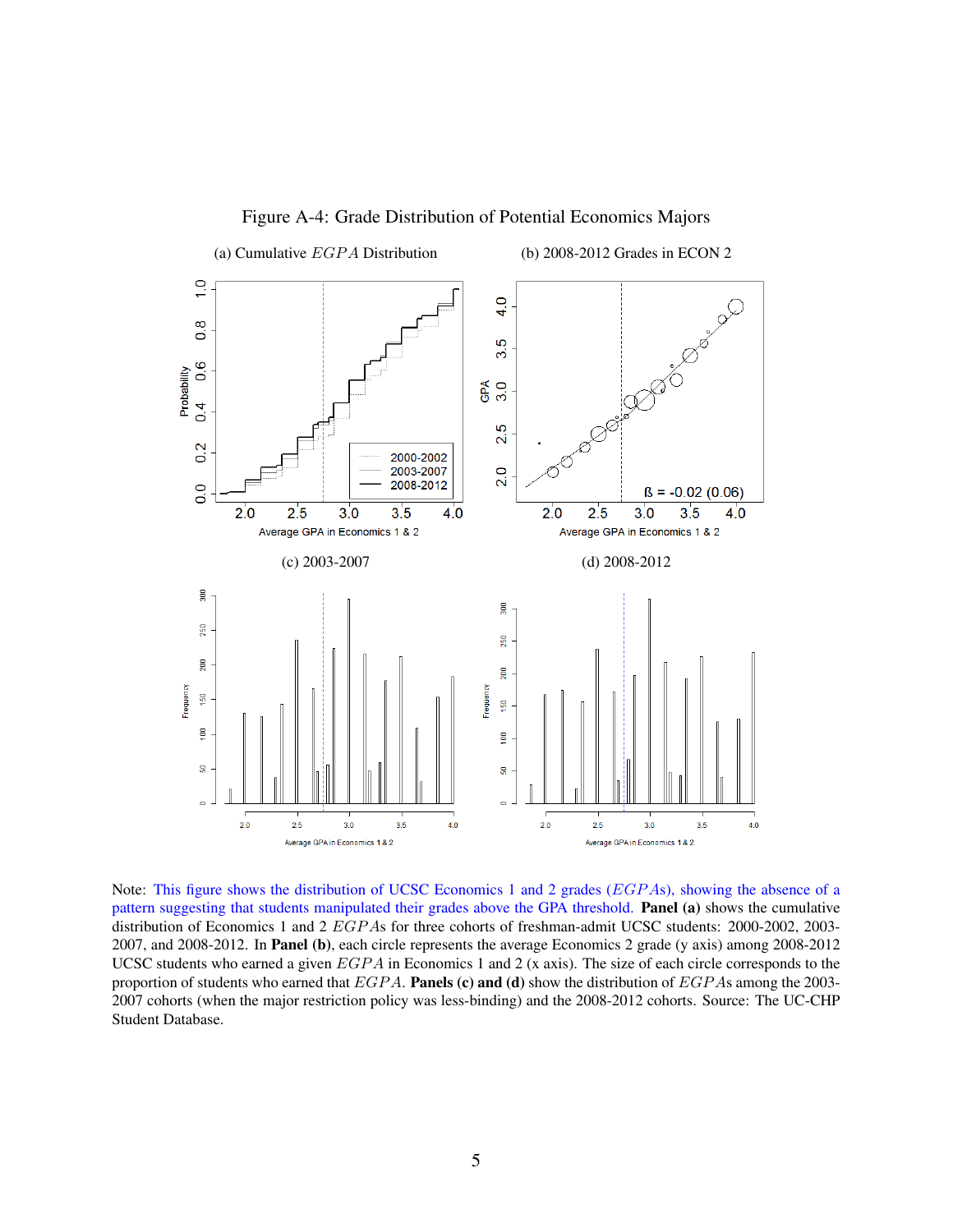Figure A-4: Grade Distribution of Potential Economics Majors

(a) Cumulative $EGPA$ Distribution

(b) 2008-2012 Grades in ECON 2

(c) 2003-2007

(d) 2008-2012

Note: This figure shows the distribution of UCSC Economics 1 and 2 grades ($EGPA$s), showing the absence of a pattern suggesting that students manipulated their grades above the GPA threshold. **Panel (a)** shows the cumulative distribution of Economics 1 and 2 $EGPA$s for three cohorts of freshman-admit UCSC students: 2000-2002, 2003-2007, and 2008-2012. In **Panel (b)**, each circle represents the average Economics 2 grade (y axis) among 2008-2012 UCSC students who earned a given $EGPA$ in Economics 1 and 2 (x axis). The size of each circle corresponds to the proportion of students who earned that $EGPA$. **Panels (c) and (d)** show the distribution of $EGPA$s among the 2003-2007 cohorts (when the major restriction policy was less-binding) and the 2008-2012 cohorts. Source: The UC-CHP Student Database.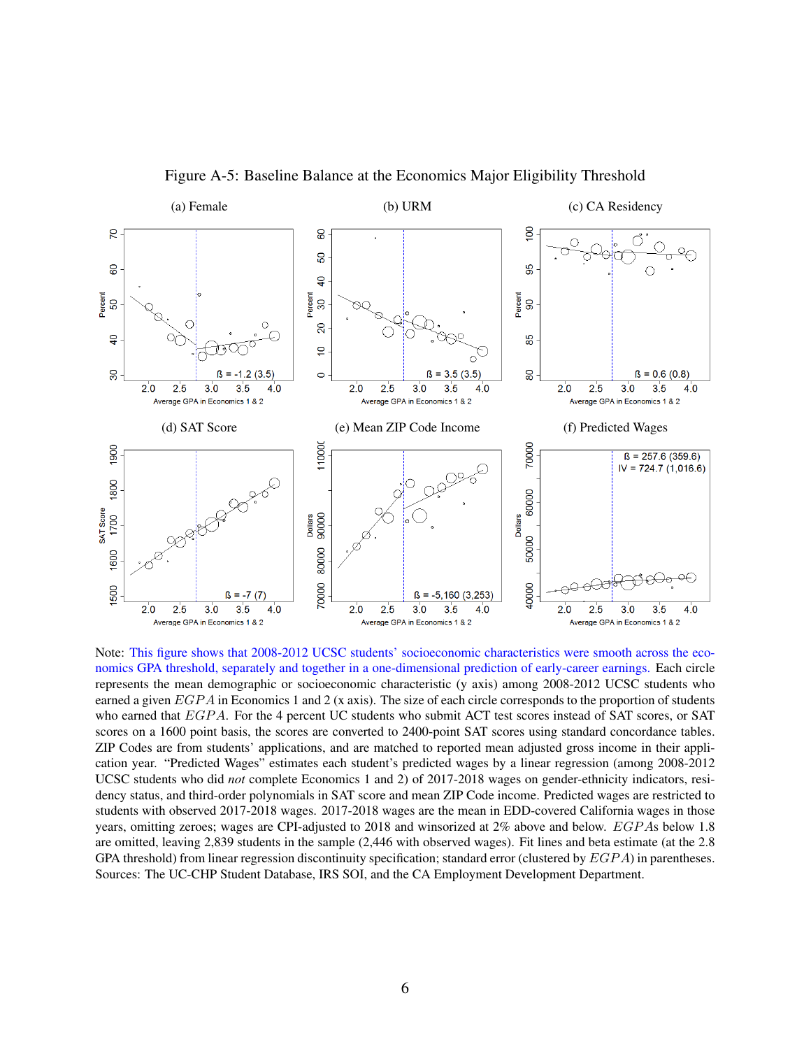Figure A-5: Baseline Balance at the Economics Major Eligibility Threshold

(a) Female

(b) URM

(c) CA Residency

(d) SAT Score

(e) Mean ZIP Code Income

(f) Predicted Wages

Note: This figure shows that 2008-2012 UCSC students' socioeconomic characteristics were smooth across the economics GPA threshold, separately and together in a one-dimensional prediction of early-career earnings. Each circle represents the mean demographic or socioeconomic characteristic (y axis) among 2008-2012 UCSC students who earned a given $EGPA$ in Economics 1 and 2 (x axis). The size of each circle corresponds to the proportion of students who earned that $EGPA$. For the 4 percent UC students who submit ACT test scores instead of SAT scores, or SAT scores on a 1600 point basis, the scores are converted to 2400-point SAT scores using standard concordance tables. ZIP Codes are from students' applications, and are matched to reported mean adjusted gross income in their application year. "Predicted Wages" estimates each student's predicted wages by a linear regression (among 2008-2012 UCSC students who did *not* complete Economics 1 and 2) of 2017-2018 wages on gender-ethnicity indicators, residency status, and third-order polynomials in SAT score and mean ZIP Code income. Predicted wages are restricted to students with observed 2017-2018 wages. 2017-2018 wages are the mean in EDD-covered California wages in those years, omitting zeroes; wages are CPI-adjusted to 2018 and winsorized at 2% above and below. $EGPA$s below 1.8 are omitted, leaving 2,839 students in the sample (2,446 with observed wages). Fit lines and beta estimate (at the 2.8 GPA threshold) from linear regression discontinuity specification; standard error (clustered by $EGPA$) in parentheses. Sources: The UC-CHP Student Database, IRS SOI, and the CA Employment Development Department.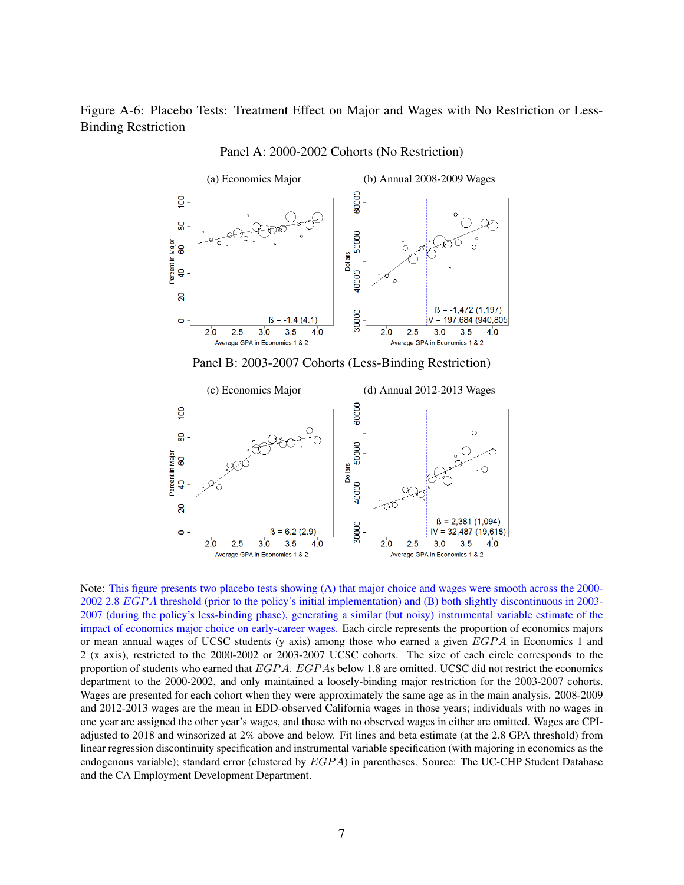Figure A-6: Placebo Tests: Treatment Effect on Major and Wages with No Restriction or Less-Binding Restriction

Panel A: 2000-2002 Cohorts (No Restriction)

(a) Economics Major

ß = -1.4 (4.1)

(b) Annual 2008-2009 Wages

ß = -1,472 (1,197)
IV = 197,684 (940,805)

Panel B: 2003-2007 Cohorts (Less-Binding Restriction)

(c) Economics Major

ß = 6.2 (2.9)

(d) Annual 2012-2013 Wages

ß = 2,381 (1,094)
IV = 32,487 (19,618)

Note: This figure presents two placebo tests showing (A) that major choice and wages were smooth across the 2000-2002 2.8 $EGPA$ threshold (prior to the policy's initial implementation) and (B) both slightly discontinuous in 2003-2007 (during the policy's less-binding phase), generating a similar (but noisy) instrumental variable estimate of the impact of economics major choice on early-career wages. Each circle represents the proportion of economics majors or mean annual wages of UCSC students (y axis) among those who earned a given $EGPA$ in Economics 1 and 2 (x axis), restricted to the 2000-2002 or 2003-2007 UCSC cohorts. The size of each circle corresponds to the proportion of students who earned that $EGPA$. $EGPA$s below 1.8 are omitted. UCSC did not restrict the economics department to the 2000-2002, and only maintained a loosely-binding major restriction for the 2003-2007 cohorts. Wages are presented for each cohort when they were approximately the same age as in the main analysis. 2008-2009 and 2012-2013 wages are the mean in EDD-observed California wages in those years; individuals with no wages in one year are assigned the other year's wages, and those with no observed wages in either are omitted. Wages are CPI-adjusted to 2018 and winsorized at 2% above and below. Fit lines and beta estimate (at the 2.8 GPA threshold) from linear regression discontinuity specification and instrumental variable specification (with majoring in economics as the endogenous variable); standard error (clustered by $EGPA$) in parentheses. Source: The UC-CHP Student Database and the CA Employment Development Department.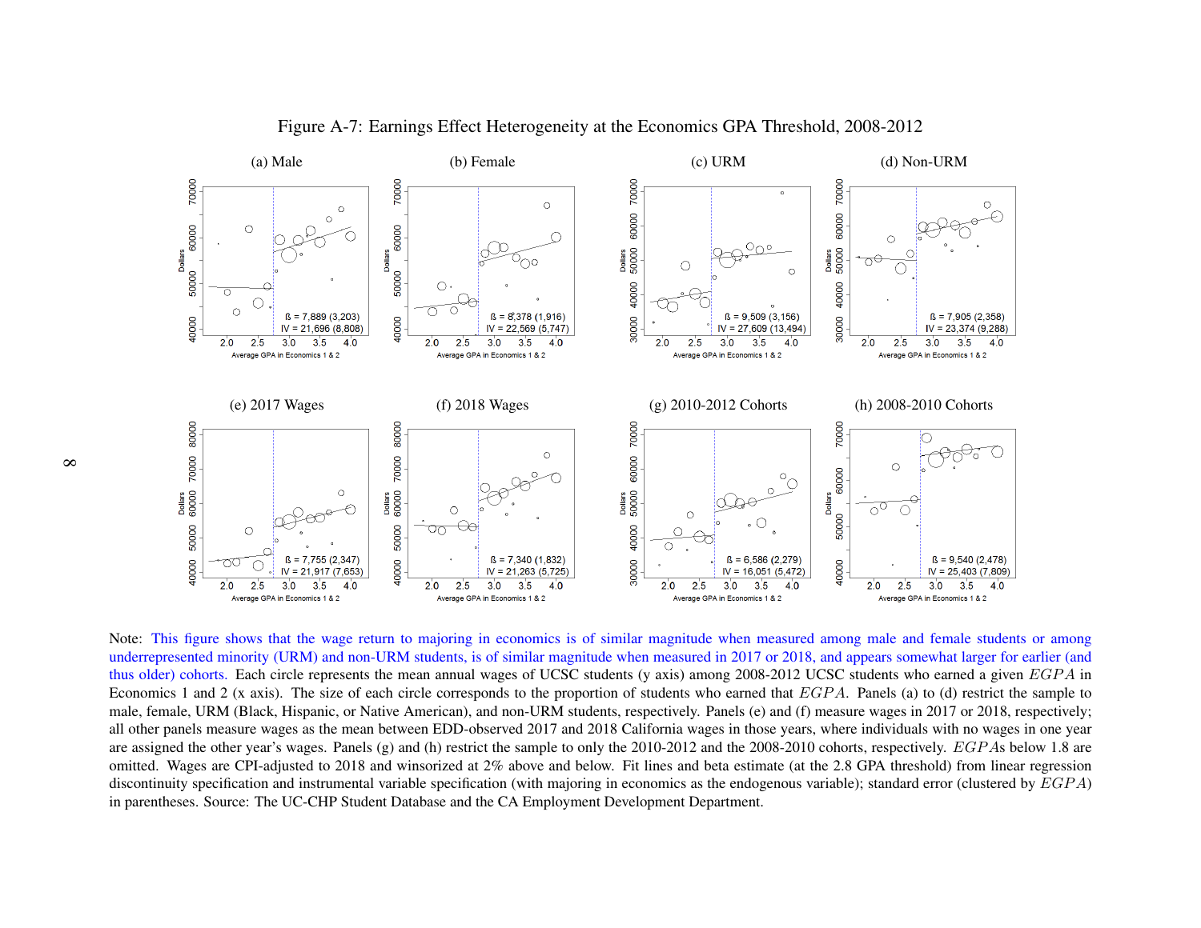Figure A-7: Earnings Effect Heterogeneity at the Economics GPA Threshold, 2008-2012

(a) Male

ß = 7,889 (3,203)
IV = 21,696 (8,808)

(b) Female

ß = 8,378 (1,916)
IV = 22,569 (5,747)

(c) URM

ß = 9,509 (3,156)
IV = 27,609 (13,494)

(d) Non-URM

ß = 7,905 (2,358)
IV = 23,374 (9,288)

(e) 2017 Wages

ß = 7,755 (2,347)
IV = 21,917 (7,653)

(f) 2018 Wages

ß = 7,340 (1,832)
IV = 21,263 (5,725)

(g) 2010-2012 Cohorts

ß = 6,586 (2,279)
IV = 16,051 (5,472)

(h) 2008-2010 Cohorts

ß = 9,540 (2,478)
IV = 25,403 (7,809)

Note: This figure shows that the wage return to majoring in economics is of similar magnitude when measured among male and female students or among underrepresented minority (URM) and non-URM students, is of similar magnitude when measured in 2017 or 2018, and appears somewhat larger for earlier (and thus older) cohorts. Each circle represents the mean annual wages of UCSC students (y axis) among 2008-2012 UCSC students who earned a given $EGPA$ in Economics 1 and 2 (x axis). The size of each circle corresponds to the proportion of students who earned that $EGPA$. Panels (a) to (d) restrict the sample to male, female, URM (Black, Hispanic, or Native American), and non-URM students, respectively. Panels (e) and (f) measure wages in 2017 or 2018, respectively; all other panels measure wages as the mean between EDD-observed 2017 and 2018 California wages in those years, where individuals with no wages in one year are assigned the other year's wages. Panels (g) and (h) restrict the sample to only the 2010-2012 and the 2008-2010 cohorts, respectively. $EGPA$s below 1.8 are omitted. Wages are CPI-adjusted to 2018 and winsorized at 2% above and below. Fit lines and beta estimate (at the 2.8 GPA threshold) from linear regression discontinuity specification and instrumental variable specification (with majoring in economics as the endogenous variable); standard error (clustered by $EGPA$) in parentheses. Source: The UC-CHP Student Database and the CA Employment Development Department.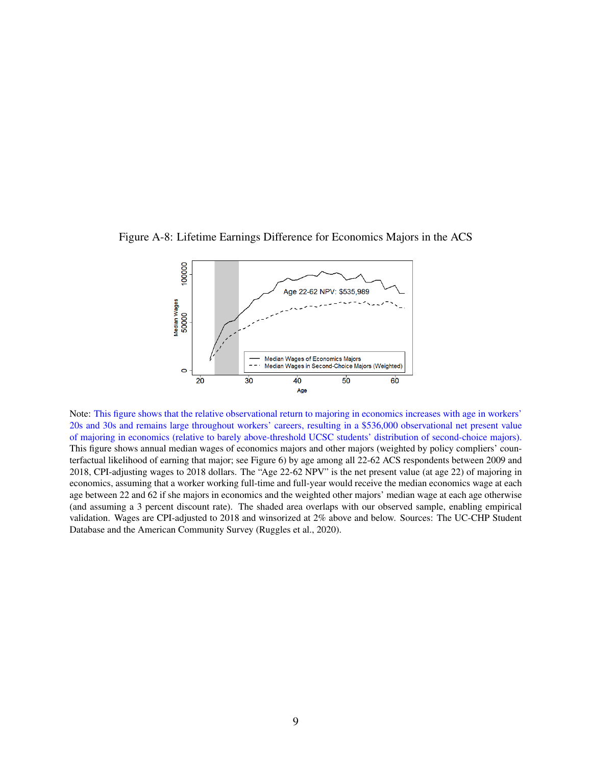Figure A-8: Lifetime Earnings Difference for Economics Majors in the ACS

Note: This figure shows that the relative observational return to majoring in economics increases with age in workers' 20s and 30s and remains large throughout workers' careers, resulting in a $536,000 observational net present value of majoring in economics (relative to barely above-threshold UCSC students' distribution of second-choice majors). This figure shows annual median wages of economics majors and other majors (weighted by policy compliers' counterfactual likelihood of earning that major; see Figure 6) by age among all 22-62 ACS respondents between 2009 and 2018, CPI-adjusting wages to 2018 dollars. The "Age 22-62 NPV" is the net present value (at age 22) of majoring in economics, assuming that a worker working full-time and full-year would receive the median economics wage at each age between 22 and 62 if she majors in economics and the weighted other majors' median wage at each age otherwise (and assuming a 3 percent discount rate). The shaded area overlaps with our observed sample, enabling empirical validation. Wages are CPI-adjusted to 2018 and winsorized at 2% above and below. Sources: The UC-CHP Student Database and the American Community Survey (Ruggles et al., 2020).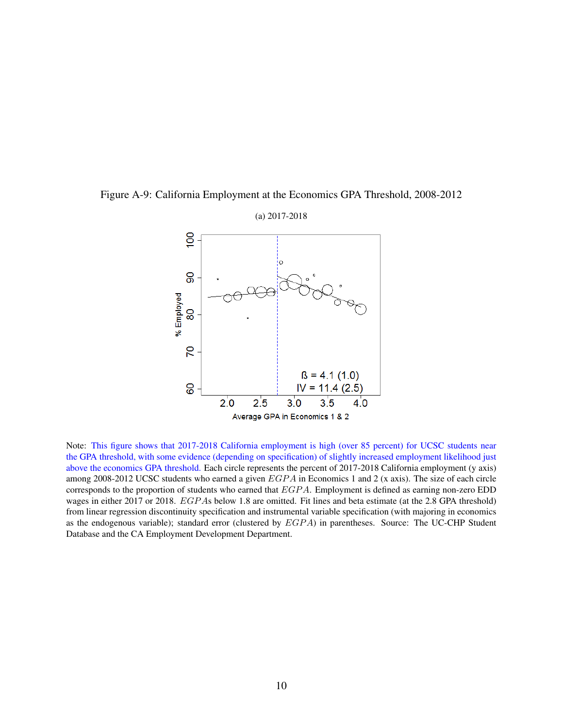Figure A-9: California Employment at the Economics GPA Threshold, 2008-2012

(a) 2017-2018

Note: This figure shows that 2017-2018 California employment is high (over 85 percent) for UCSC students near the GPA threshold, with some evidence (depending on specification) of slightly increased employment likelihood just above the economics GPA threshold. Each circle represents the percent of 2017-2018 California employment (y axis) among 2008-2012 UCSC students who earned a given $EGPA$ in Economics 1 and 2 (x axis). The size of each circle corresponds to the proportion of students who earned that $EGPA$. Employment is defined as earning non-zero EDD wages in either 2017 or 2018. $EGPA$s below 1.8 are omitted. Fit lines and beta estimate (at the 2.8 GPA threshold) from linear regression discontinuity specification and instrumental variable specification (with majoring in economics as the endogenous variable); standard error (clustered by $EGPA$) in parentheses. Source: The UC-CHP Student Database and the CA Employment Development Department.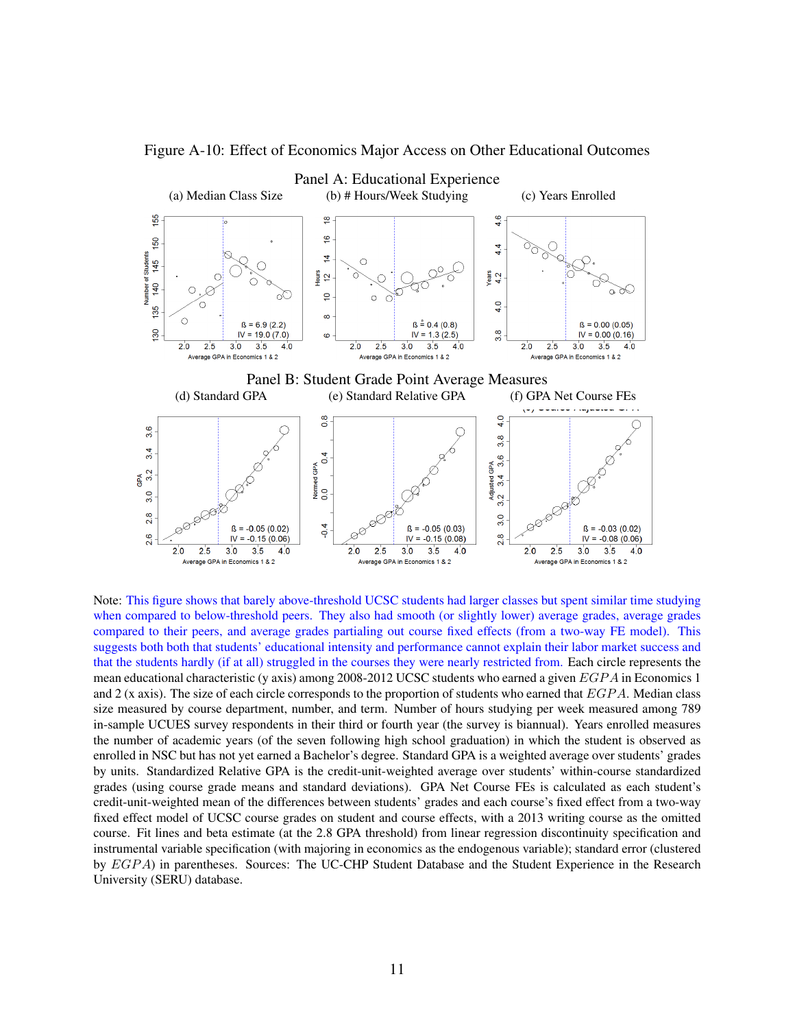Figure A-10: Effect of Economics Major Access on Other Educational Outcomes

Panel A: Educational Experience

(a) Median Class Size — ß = 6.9 (2.2); IV = 19.0 (7.0)

(b) # Hours/Week Studying — ß = 0.4 (0.8); IV = 1.3 (2.5)

(c) Years Enrolled — ß = 0.00 (0.05); IV = 0.00 (0.16)

Panel B: Student Grade Point Average Measures

(d) Standard GPA — ß = -0.05 (0.02); IV = -0.15 (0.06)

(e) Standard Relative GPA — ß = -0.05 (0.03); IV = -0.15 (0.08)

(f) GPA Net Course FEs — ß = -0.03 (0.02); IV = -0.08 (0.06)

Note: This figure shows that barely above-threshold UCSC students had larger classes but spent similar time studying when compared to below-threshold peers. They also had smooth (or slightly lower) average grades, average grades compared to their peers, and average grades partialing out course fixed effects (from a two-way FE model). This suggests both both that students' educational intensity and performance cannot explain their labor market success and that the students hardly (if at all) struggled in the courses they were nearly restricted from. Each circle represents the mean educational characteristic (y axis) among 2008-2012 UCSC students who earned a given $EGPA$ in Economics 1 and 2 (x axis). The size of each circle corresponds to the proportion of students who earned that $EGPA$. Median class size measured by course department, number, and term. Number of hours studying per week measured among 789 in-sample UCUES survey respondents in their third or fourth year (the survey is biannual). Years enrolled measures the number of academic years (of the seven following high school graduation) in which the student is observed as enrolled in NSC but has not yet earned a Bachelor's degree. Standard GPA is a weighted average over students' grades by units. Standardized Relative GPA is the credit-unit-weighted average over students' within-course standardized grades (using course grade means and standard deviations). GPA Net Course FEs is calculated as each student's credit-unit-weighted mean of the differences between students' grades and each course's fixed effect from a two-way fixed effect model of UCSC course grades on student and course effects, with a 2013 writing course as the omitted course. Fit lines and beta estimate (at the 2.8 GPA threshold) from linear regression discontinuity specification and instrumental variable specification (with majoring in economics as the endogenous variable); standard error (clustered by $EGPA$) in parentheses. Sources: The UC-CHP Student Database and the Student Experience in the Research University (SERU) database.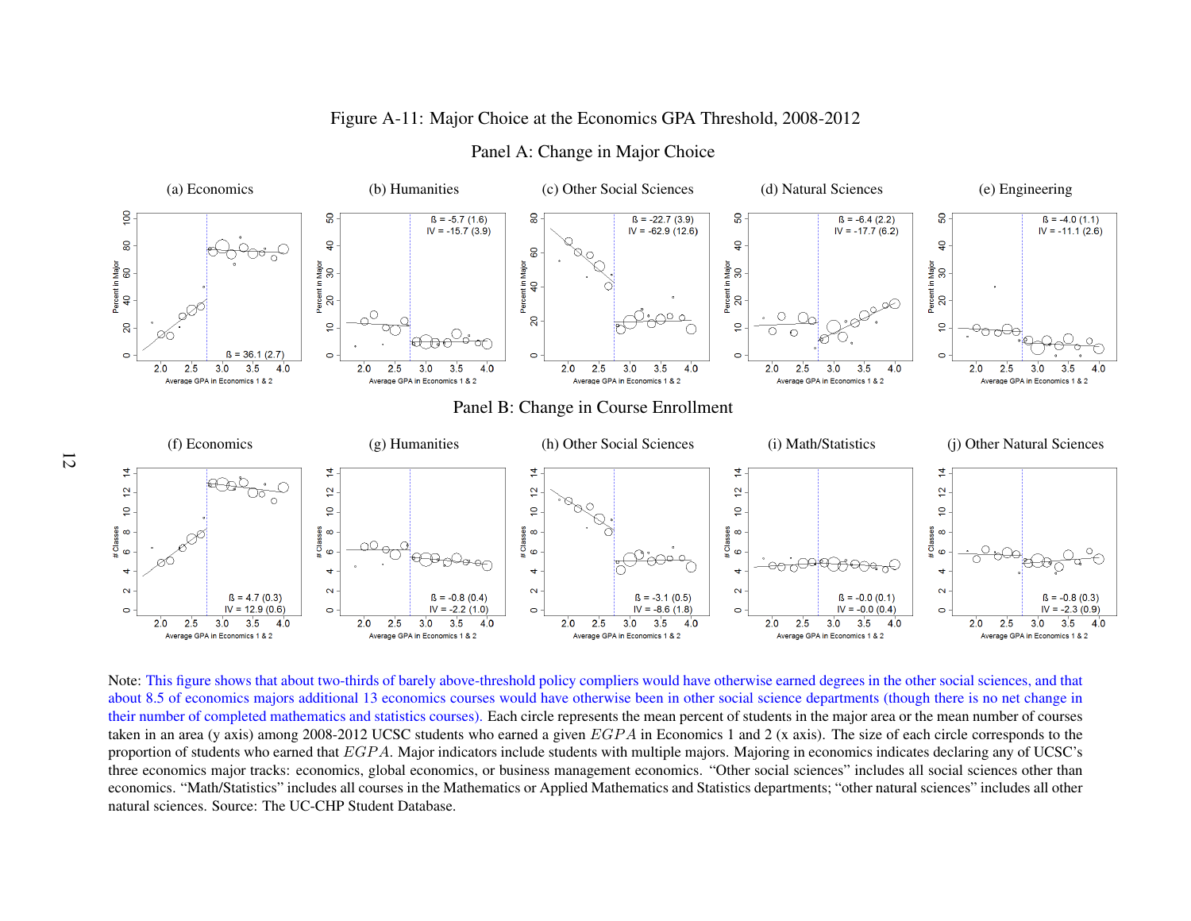Figure A-11: Major Choice at the Economics GPA Threshold, 2008-2012

Panel A: Change in Major Choice

(a) Economics — ß = 36.1 (2.7)

(b) Humanities — ß = -5.7 (1.6); IV = -15.7 (3.9)

(c) Other Social Sciences — ß = -22.7 (3.9); IV = -62.9 (12.6)

(d) Natural Sciences — ß = -6.4 (2.2); IV = -17.7 (6.2)

(e) Engineering — ß = -4.0 (1.1); IV = -11.1 (2.6)

Panel B: Change in Course Enrollment

(f) Economics — ß = 4.7 (0.3); IV = 12.9 (0.6)

(g) Humanities — ß = -0.8 (0.4); IV = -2.2 (1.0)

(h) Other Social Sciences — ß = -3.1 (0.5); IV = -8.6 (1.8)

(i) Math/Statistics — ß = -0.0 (0.1); IV = -0.0 (0.4)

(j) Other Natural Sciences — ß = -0.8 (0.3); IV = -2.3 (0.9)

Note: This figure shows that about two-thirds of barely above-threshold policy compliers would have otherwise earned degrees in the other social sciences, and that about 8.5 of economics majors additional 13 economics courses would have otherwise been in other social science departments (though there is no net change in their number of completed mathematics and statistics courses). Each circle represents the mean percent of students in the major area or the mean number of courses taken in an area (y axis) among 2008-2012 UCSC students who earned a given $EGPA$ in Economics 1 and 2 (x axis). The size of each circle corresponds to the proportion of students who earned that $EGPA$. Major indicators include students with multiple majors. Majoring in economics indicates declaring any of UCSC's three economics major tracks: economics, global economics, or business management economics. "Other social sciences" includes all social sciences other than economics. "Math/Statistics" includes all courses in the Mathematics or Applied Mathematics and Statistics departments; "other natural sciences" includes all other natural sciences. Source: The UC-CHP Student Database.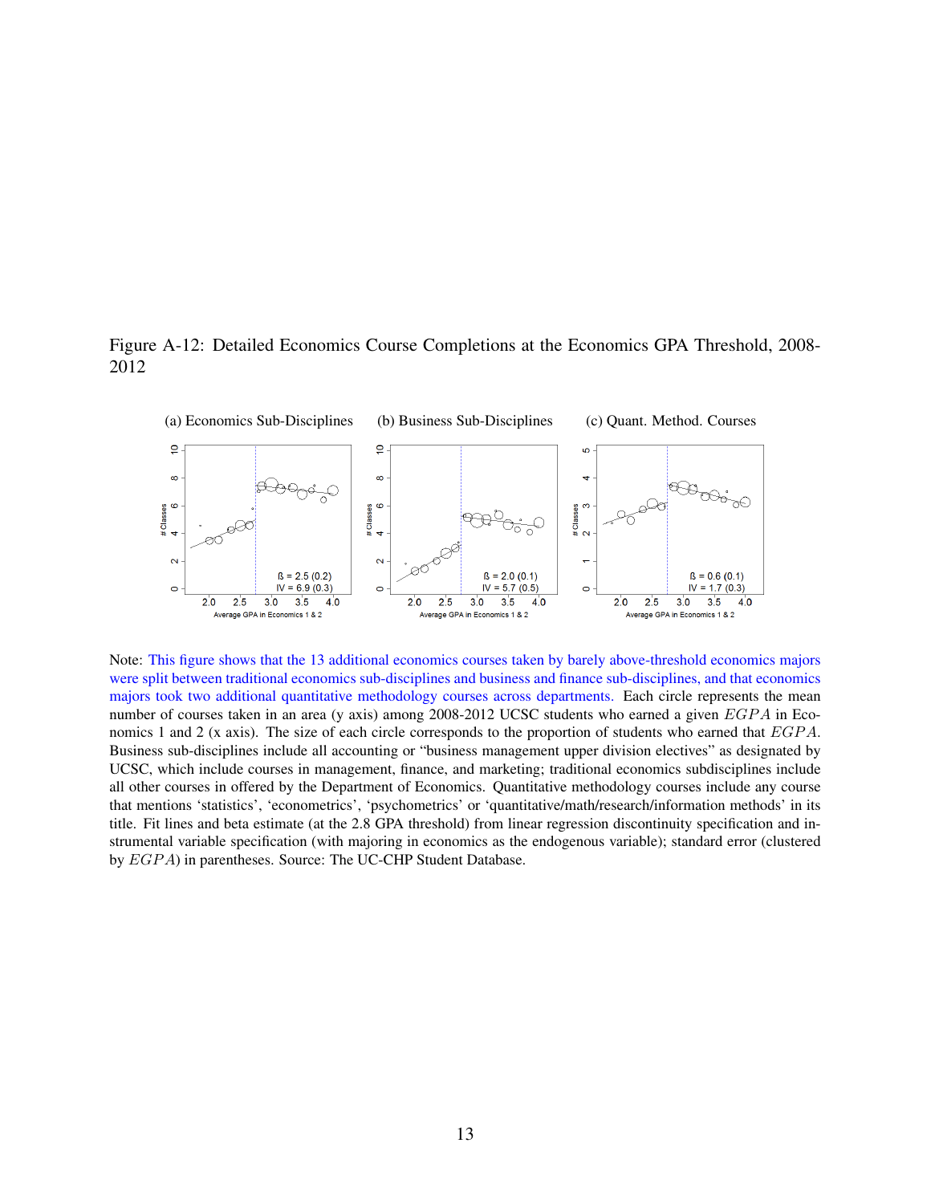Figure A-12: Detailed Economics Course Completions at the Economics GPA Threshold, 2008-2012

(a) Economics Sub-Disciplines (b) Business Sub-Disciplines (c) Quant. Method. Courses

ß = 2.5 (0.2)
IV = 6.9 (0.3)

ß = 2.0 (0.1)
IV = 5.7 (0.5)

ß = 0.6 (0.1)
IV = 1.7 (0.3)

Note: This figure shows that the 13 additional economics courses taken by barely above-threshold economics majors were split between traditional economics sub-disciplines and business and finance sub-disciplines, and that economics majors took two additional quantitative methodology courses across departments. Each circle represents the mean number of courses taken in an area (y axis) among 2008-2012 UCSC students who earned a given $EGPA$ in Economics 1 and 2 (x axis). The size of each circle corresponds to the proportion of students who earned that $EGPA$. Business sub-disciplines include all accounting or "business management upper division electives" as designated by UCSC, which include courses in management, finance, and marketing; traditional economics subdisciplines include all other courses in offered by the Department of Economics. Quantitative methodology courses include any course that mentions 'statistics', 'econometrics', 'psychometrics' or 'quantitative/math/research/information methods' in its title. Fit lines and beta estimate (at the 2.8 GPA threshold) from linear regression discontinuity specification and instrumental variable specification (with majoring in economics as the endogenous variable); standard error (clustered by $EGPA$) in parentheses. Source: The UC-CHP Student Database.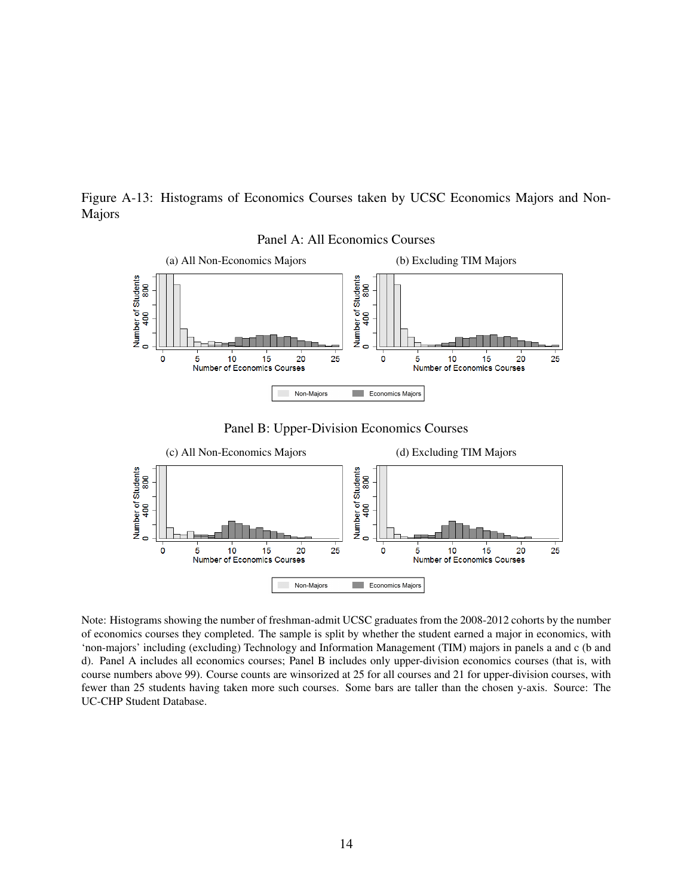Figure A-13: Histograms of Economics Courses taken by UCSC Economics Majors and Non-Majors

Panel A: All Economics Courses

(a) All Non-Economics Majors

(b) Excluding TIM Majors

Panel B: Upper-Division Economics Courses

(c) All Non-Economics Majors

(d) Excluding TIM Majors

Note: Histograms showing the number of freshman-admit UCSC graduates from the 2008-2012 cohorts by the number of economics courses they completed. The sample is split by whether the student earned a major in economics, with 'non-majors' including (excluding) Technology and Information Management (TIM) majors in panels a and c (b and d). Panel A includes all economics courses; Panel B includes only upper-division economics courses (that is, with course numbers above 99). Course counts are winsorized at 25 for all courses and 21 for upper-division courses, with fewer than 25 students having taken more such courses. Some bars are taller than the chosen y-axis. Source: The UC-CHP Student Database.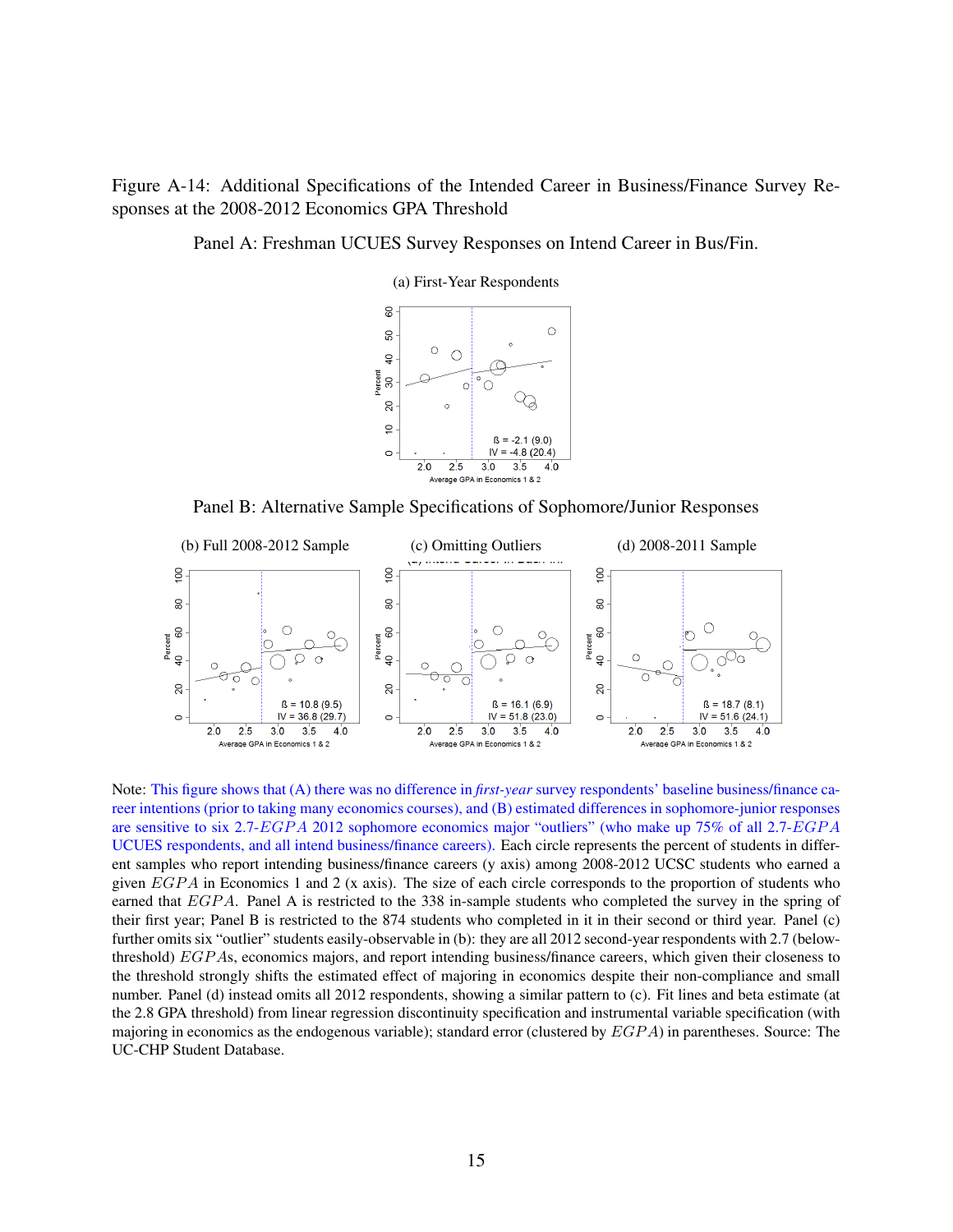Figure A-14: Additional Specifications of the Intended Career in Business/Finance Survey Responses at the 2008-2012 Economics GPA Threshold

Panel A: Freshman UCUES Survey Responses on Intend Career in Bus/Fin.

(a) First-Year Respondents

ß = -2.1 (9.0)
IV = -4.8 (20.4)

Panel B: Alternative Sample Specifications of Sophomore/Junior Responses

(b) Full 2008-2012 Sample

ß = 10.8 (9.5)
IV = 36.8 (29.7)

(c) Omitting Outliers

ß = 16.1 (6.9)
IV = 51.8 (23.0)

(d) 2008-2011 Sample

ß = 18.7 (8.1)
IV = 51.6 (24.1)

Note: This figure shows that (A) there was no difference in *first-year* survey respondents' baseline business/finance career intentions (prior to taking many economics courses), and (B) estimated differences in sophomore-junior responses are sensitive to six 2.7-$EGPA$ 2012 sophomore economics major "outliers" (who make up 75% of all 2.7-$EGPA$ UCUES respondents, and all intend business/finance careers). Each circle represents the percent of students in different samples who report intending business/finance careers (y axis) among 2008-2012 UCSC students who earned a given $EGPA$ in Economics 1 and 2 (x axis). The size of each circle corresponds to the proportion of students who earned that $EGPA$. Panel A is restricted to the 338 in-sample students who completed the survey in the spring of their first year; Panel B is restricted to the 874 students who completed in it in their second or third year. Panel (c) further omits six "outlier" students easily-observable in (b): they are all 2012 second-year respondents with 2.7 (below-threshold) $EGPA$s, economics majors, and report intending business/finance careers, which given their closeness to the threshold strongly shifts the estimated effect of majoring in economics despite their non-compliance and small number. Panel (d) instead omits all 2012 respondents, showing a similar pattern to (c). Fit lines and beta estimate (at the 2.8 GPA threshold) from linear regression discontinuity specification and instrumental variable specification (with majoring in economics as the endogenous variable); standard error (clustered by $EGPA$) in parentheses. Source: The UC-CHP Student Database.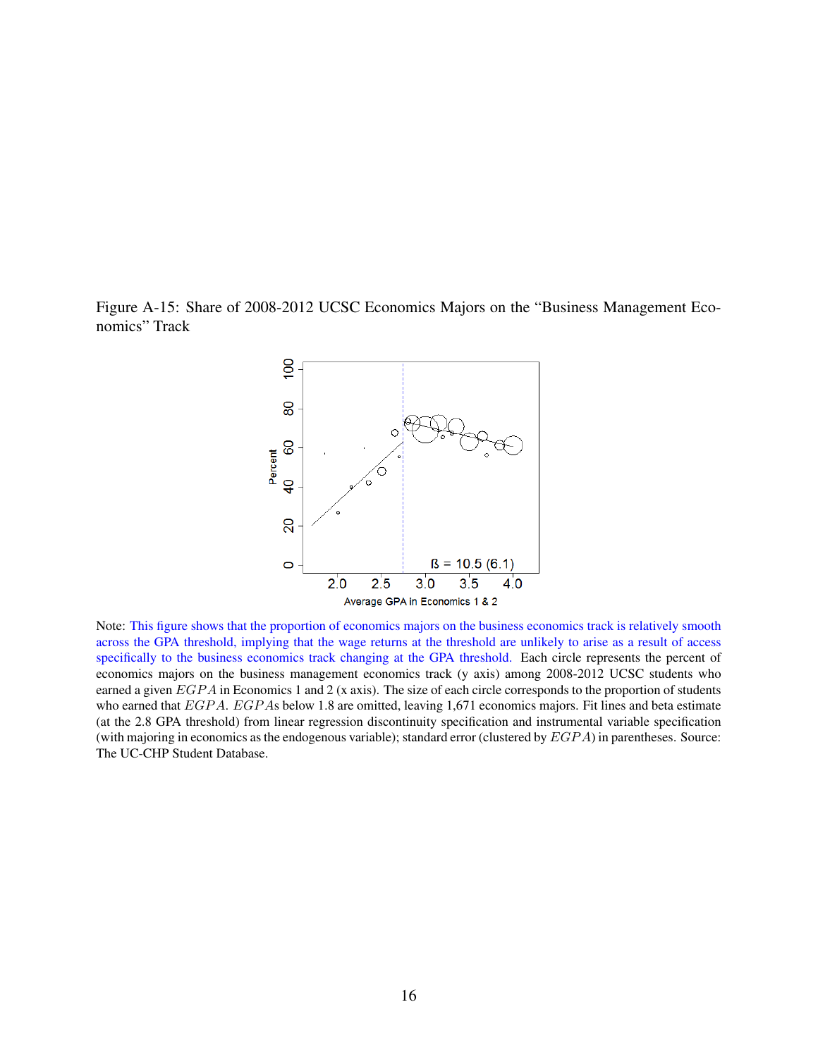Figure A-15: Share of 2008-2012 UCSC Economics Majors on the “Business Management Economics” Track

Note: This figure shows that the proportion of economics majors on the business economics track is relatively smooth across the GPA threshold, implying that the wage returns at the threshold are unlikely to arise as a result of access specifically to the business economics track changing at the GPA threshold. Each circle represents the percent of economics majors on the business management economics track (y axis) among 2008-2012 UCSC students who earned a given $EGPA$ in Economics 1 and 2 (x axis). The size of each circle corresponds to the proportion of students who earned that $EGPA$. $EGPA$s below 1.8 are omitted, leaving 1,671 economics majors. Fit lines and beta estimate (at the 2.8 GPA threshold) from linear regression discontinuity specification and instrumental variable specification (with majoring in economics as the endogenous variable); standard error (clustered by $EGPA$) in parentheses. Source: The UC-CHP Student Database.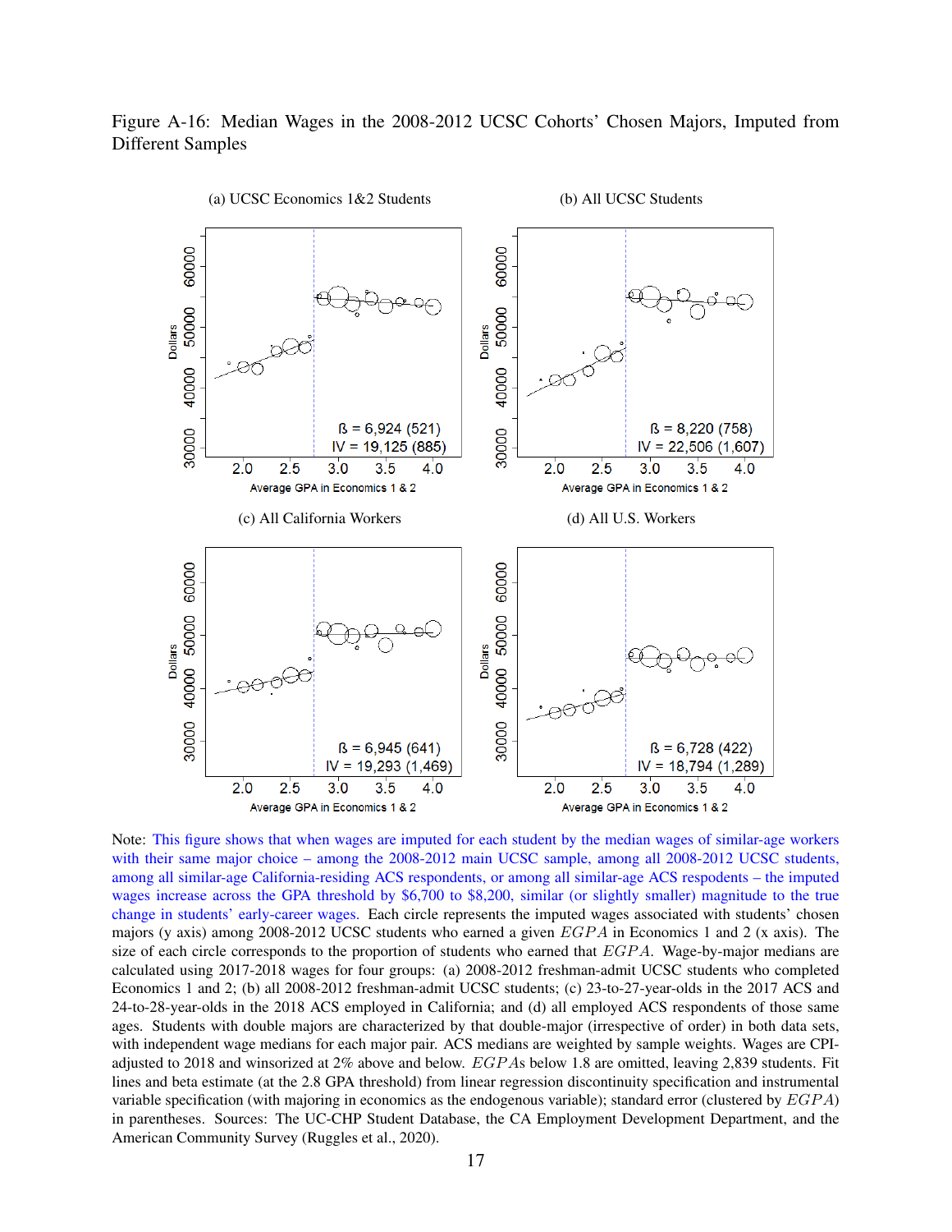Figure A-16: Median Wages in the 2008-2012 UCSC Cohorts' Chosen Majors, Imputed from Different Samples

(a) UCSC Economics 1&2 Students

ß = 6,924 (521)
IV = 19,125 (885)

(b) All UCSC Students

ß = 8,220 (758)
IV = 22,506 (1,607)

(c) All California Workers

ß = 6,945 (641)
IV = 19,293 (1,469)

(d) All U.S. Workers

ß = 6,728 (422)
IV = 18,794 (1,289)

Note: This figure shows that when wages are imputed for each student by the median wages of similar-age workers with their same major choice – among the 2008-2012 main UCSC sample, among all 2008-2012 UCSC students, among all similar-age California-residing ACS respondents, or among all similar-age ACS respodents – the imputed wages increase across the GPA threshold by \$6,700 to \$8,200, similar (or slightly smaller) magnitude to the true change in students' early-career wages. Each circle represents the imputed wages associated with students' chosen majors (y axis) among 2008-2012 UCSC students who earned a given $EGPA$ in Economics 1 and 2 (x axis). The size of each circle corresponds to the proportion of students who earned that $EGPA$. Wage-by-major medians are calculated using 2017-2018 wages for four groups: (a) 2008-2012 freshman-admit UCSC students who completed Economics 1 and 2; (b) all 2008-2012 freshman-admit UCSC students; (c) 23-to-27-year-olds in the 2017 ACS and 24-to-28-year-olds in the 2018 ACS employed in California; and (d) all employed ACS respondents of those same ages. Students with double majors are characterized by that double-major (irrespective of order) in both data sets, with independent wage medians for each major pair. ACS medians are weighted by sample weights. Wages are CPI-adjusted to 2018 and winsorized at 2% above and below. $EGPA$s below 1.8 are omitted, leaving 2,839 students. Fit lines and beta estimate (at the 2.8 GPA threshold) from linear regression discontinuity specification and instrumental variable specification (with majoring in economics as the endogenous variable); standard error (clustered by $EGPA$) in parentheses. Sources: The UC-CHP Student Database, the CA Employment Development Department, and the American Community Survey (Ruggles et al., 2020).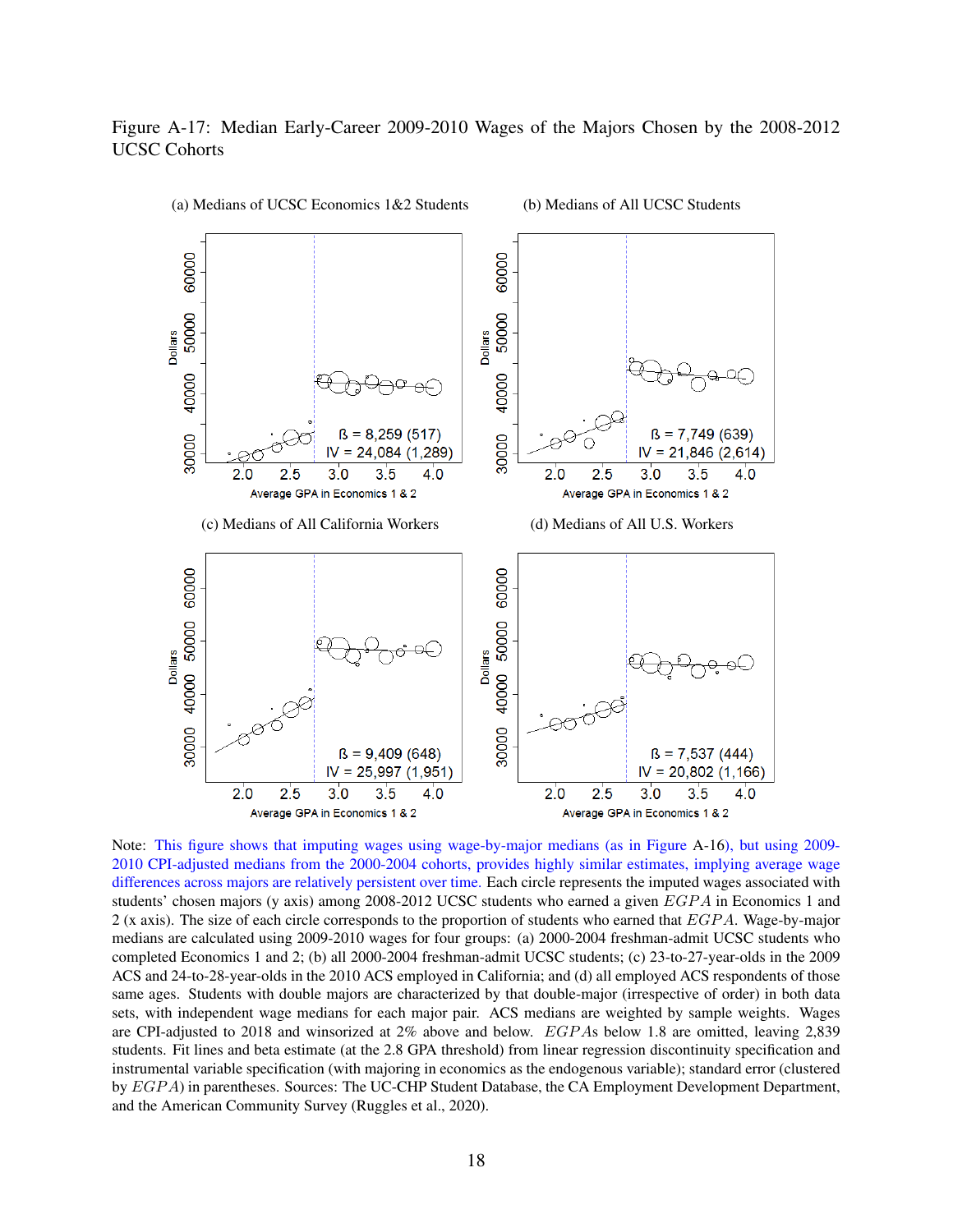Figure A-17: Median Early-Career 2009-2010 Wages of the Majors Chosen by the 2008-2012 UCSC Cohorts

(a) Medians of UCSC Economics 1&2 Students

ß = 8,259 (517)
IV = 24,084 (1,289)

(b) Medians of All UCSC Students

ß = 7,749 (639)
IV = 21,846 (2,614)

(c) Medians of All California Workers

ß = 9,409 (648)
IV = 25,997 (1,951)

(d) Medians of All U.S. Workers

ß = 7,537 (444)
IV = 20,802 (1,166)

Note: This figure shows that imputing wages using wage-by-major medians (as in Figure A-16), but using 2009-2010 CPI-adjusted medians from the 2000-2004 cohorts, provides highly similar estimates, implying average wage differences across majors are relatively persistent over time. Each circle represents the imputed wages associated with students' chosen majors (y axis) among 2008-2012 UCSC students who earned a given $EGPA$ in Economics 1 and 2 (x axis). The size of each circle corresponds to the proportion of students who earned that $EGPA$. Wage-by-major medians are calculated using 2009-2010 wages for four groups: (a) 2000-2004 freshman-admit UCSC students who completed Economics 1 and 2; (b) all 2000-2004 freshman-admit UCSC students; (c) 23-to-27-year-olds in the 2009 ACS and 24-to-28-year-olds in the 2010 ACS employed in California; and (d) all employed ACS respondents of those same ages. Students with double majors are characterized by that double-major (irrespective of order) in both data sets, with independent wage medians for each major pair. ACS medians are weighted by sample weights. Wages are CPI-adjusted to 2018 and winsorized at 2% above and below. $EGPA$s below 1.8 are omitted, leaving 2,839 students. Fit lines and beta estimate (at the 2.8 GPA threshold) from linear regression discontinuity specification and instrumental variable specification (with majoring in economics as the endogenous variable); standard error (clustered by $EGPA$) in parentheses. Sources: The UC-CHP Student Database, the CA Employment Development Department, and the American Community Survey (Ruggles et al., 2020).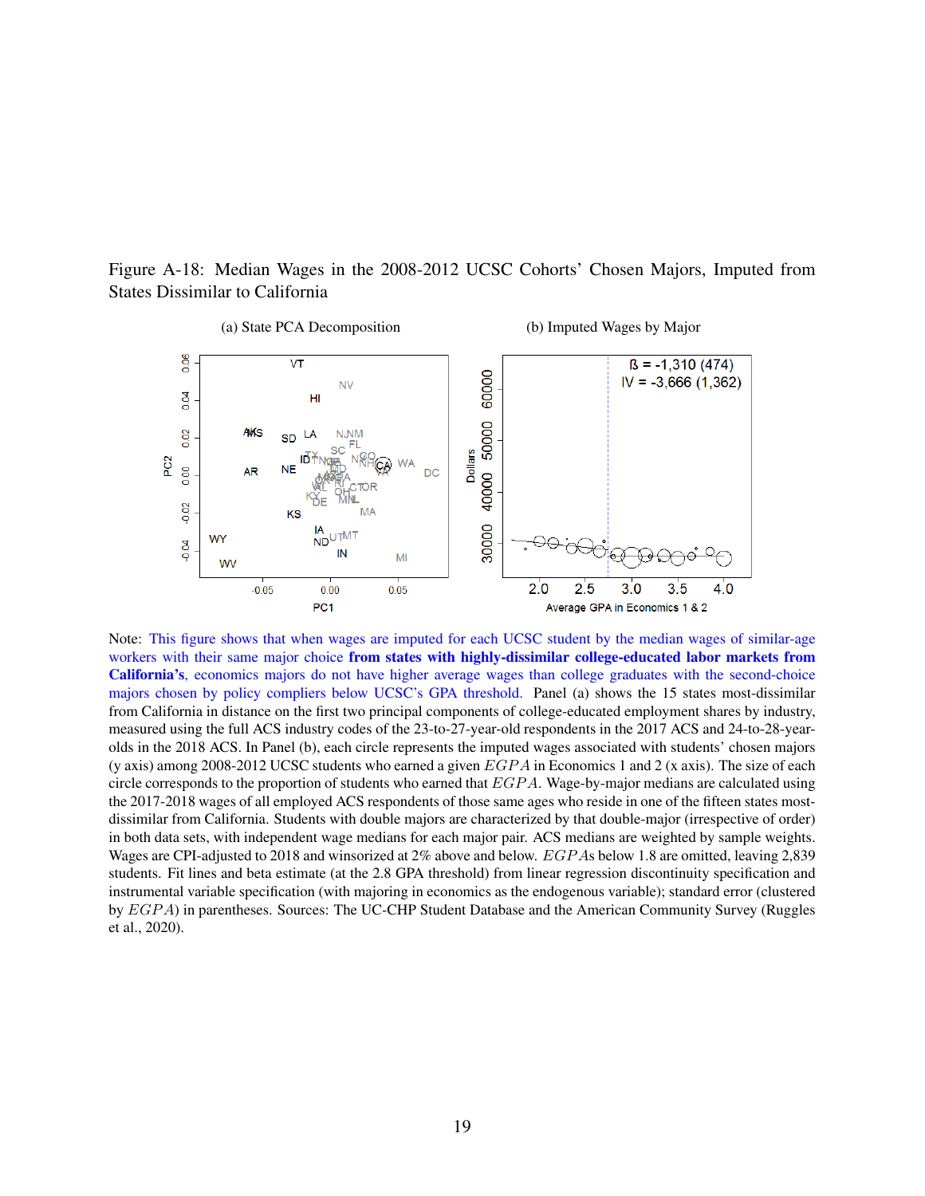Figure A-18: Median Wages in the 2008-2012 UCSC Cohorts' Chosen Majors, Imputed from States Dissimilar to California

(a) State PCA Decomposition

(b) Imputed Wages by Major

Note: This figure shows that when wages are imputed for each UCSC student by the median wages of similar-age workers with their same major choice **from states with highly-dissimilar college-educated labor markets from California's**, economics majors do not have higher average wages than college graduates with the second-choice majors chosen by policy compliers below UCSC's GPA threshold. Panel (a) shows the 15 states most-dissimilar from California in distance on the first two principal components of college-educated employment shares by industry, measured using the full ACS industry codes of the 23-to-27-year-old respondents in the 2017 ACS and 24-to-28-year-olds in the 2018 ACS. In Panel (b), each circle represents the imputed wages associated with students' chosen majors (y axis) among 2008-2012 UCSC students who earned a given $EGPA$ in Economics 1 and 2 (x axis). The size of each circle corresponds to the proportion of students who earned that $EGPA$. Wage-by-major medians are calculated using the 2017-2018 wages of all employed ACS respondents of those same ages who reside in one of the fifteen states most-dissimilar from California. Students with double majors are characterized by that double-major (irrespective of order) in both data sets, with independent wage medians for each major pair. ACS medians are weighted by sample weights. Wages are CPI-adjusted to 2018 and winsorized at 2% above and below. $EGPA$s below 1.8 are omitted, leaving 2,839 students. Fit lines and beta estimate (at the 2.8 GPA threshold) from linear regression discontinuity specification and instrumental variable specification (with majoring in economics as the endogenous variable); standard error (clustered by $EGPA$) in parentheses. Sources: The UC-CHP Student Database and the American Community Survey (Ruggles et al., 2020).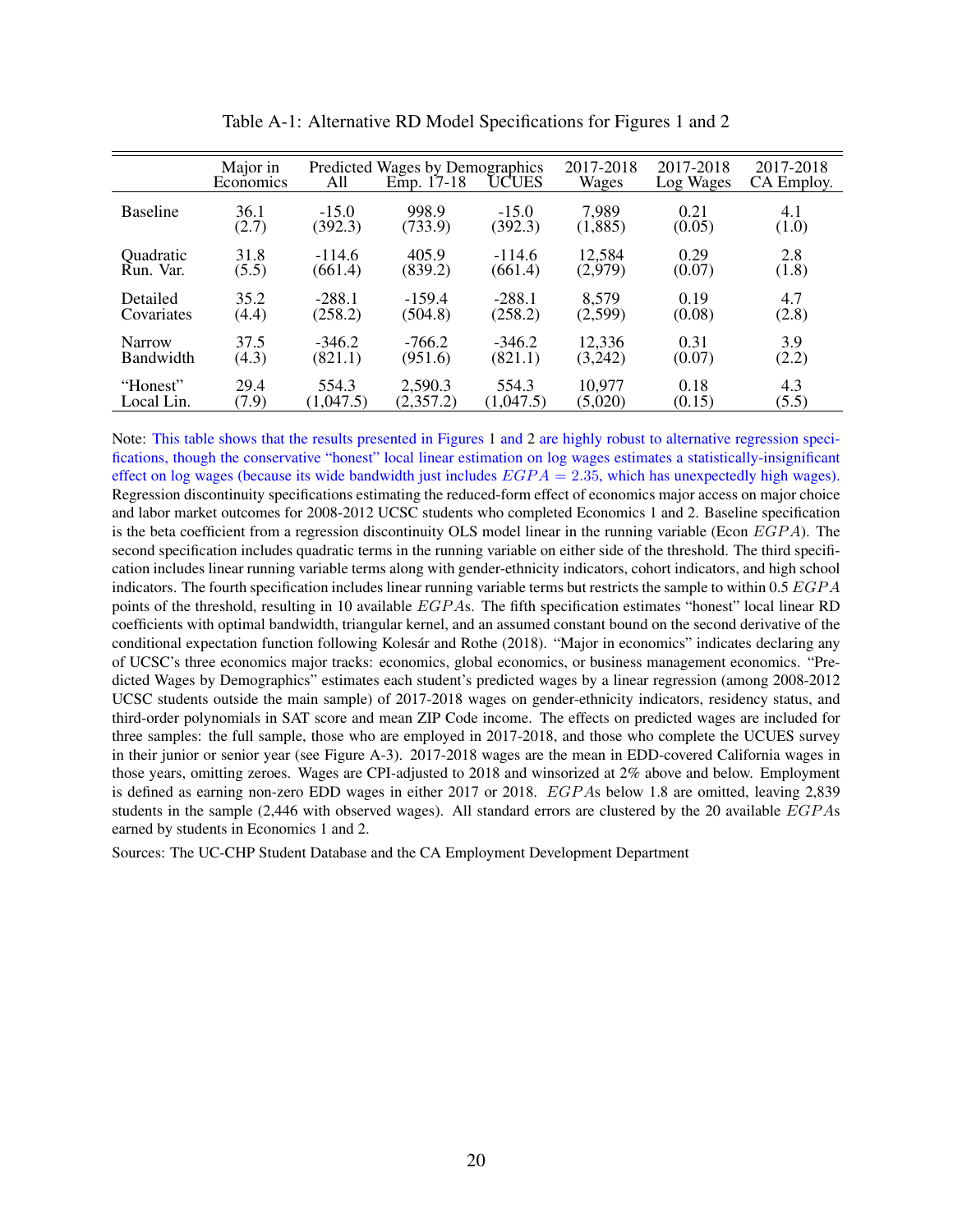Table A-1: Alternative RD Model Specifications for Figures 1 and 2

| | Major in Economics | Predicted Wages by Demographics All | Emp. 17-18 | UCUES | 2017-2018 Wages | 2017-2018 Log Wages | 2017-2018 CA Employ. |
|---|---|---|---|---|---|---|---|
| Baseline | 36.1 | -15.0 | 998.9 | -15.0 | 7,989 | 0.21 | 4.1 |
| | (2.7) | (392.3) | (733.9) | (392.3) | (1,885) | (0.05) | (1.0) |
| Quadratic Run. Var. | 31.8 | -114.6 | 405.9 | -114.6 | 12,584 | 0.29 | 2.8 |
| | (5.5) | (661.4) | (839.2) | (661.4) | (2,979) | (0.07) | (1.8) |
| Detailed Covariates | 35.2 | -288.1 | -159.4 | -288.1 | 8,579 | 0.19 | 4.7 |
| | (4.4) | (258.2) | (504.8) | (258.2) | (2,599) | (0.08) | (2.8) |
| Narrow Bandwidth | 37.5 | -346.2 | -766.2 | -346.2 | 12,336 | 0.31 | 3.9 |
| | (4.3) | (821.1) | (951.6) | (821.1) | (3,242) | (0.07) | (2.2) |
| "Honest" Local Lin. | 29.4 | 554.3 | 2,590.3 | 554.3 | 10,977 | 0.18 | 4.3 |
| | (7.9) | (1,047.5) | (2,357.2) | (1,047.5) | (5,020) | (0.15) | (5.5) |

Note: This table shows that the results presented in Figures 1 and 2 are highly robust to alternative regression specifications, though the conservative "honest" local linear estimation on log wages estimates a statistically-insignificant effect on log wages (because its wide bandwidth just includes $EGPA = 2.35$, which has unexpectedly high wages). Regression discontinuity specifications estimating the reduced-form effect of economics major access on major choice and labor market outcomes for 2008-2012 UCSC students who completed Economics 1 and 2. Baseline specification is the beta coefficient from a regression discontinuity OLS model linear in the running variable (Econ $EGPA$). The second specification includes quadratic terms in the running variable on either side of the threshold. The third specification includes linear running variable terms along with gender-ethnicity indicators, cohort indicators, and high school indicators. The fourth specification includes linear running variable terms but restricts the sample to within 0.5 $EGPA$ points of the threshold, resulting in 10 available $EGPA$s. The fifth specification estimates "honest" local linear RD coefficients with optimal bandwidth, triangular kernel, and an assumed constant bound on the second derivative of the conditional expectation function following Kolesár and Rothe (2018). "Major in economics" indicates declaring any of UCSC's three economics major tracks: economics, global economics, or business management economics. "Predicted Wages by Demographics" estimates each student's predicted wages by a linear regression (among 2008-2012 UCSC students outside the main sample) of 2017-2018 wages on gender-ethnicity indicators, residency status, and third-order polynomials in SAT score and mean ZIP Code income. The effects on predicted wages are included for three samples: the full sample, those who are employed in 2017-2018, and those who complete the UCUES survey in their junior or senior year (see Figure A-3). 2017-2018 wages are the mean in EDD-covered California wages in those years, omitting zeroes. Wages are CPI-adjusted to 2018 and winsorized at 2% above and below. Employment is defined as earning non-zero EDD wages in either 2017 or 2018. $EGPA$s below 1.8 are omitted, leaving 2,839 students in the sample (2,446 with observed wages). All standard errors are clustered by the 20 available $EGPA$s earned by students in Economics 1 and 2.

Sources: The UC-CHP Student Database and the CA Employment Development Department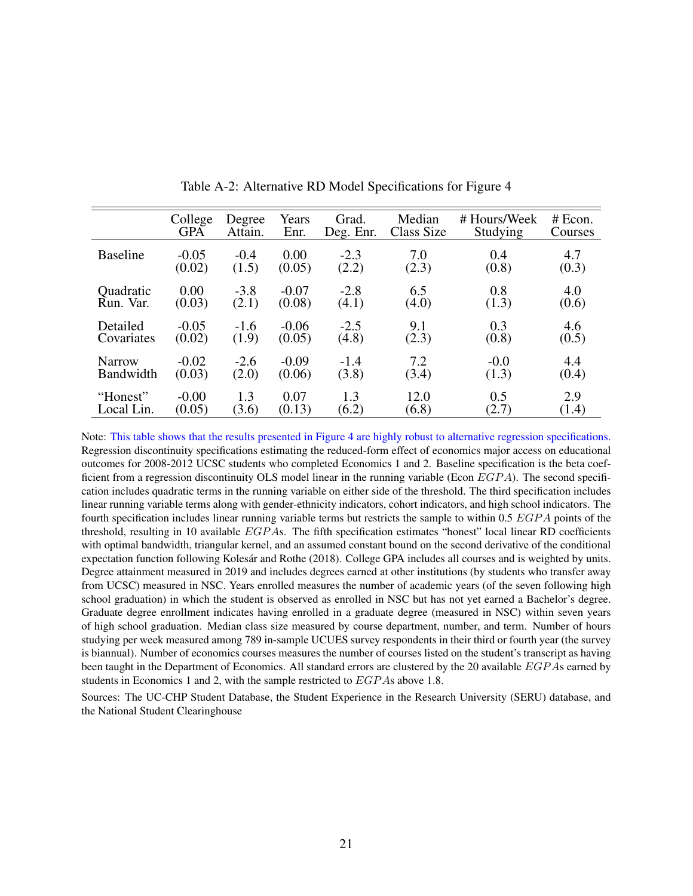Table A-2: Alternative RD Model Specifications for Figure 4

| | College GPA | Degree Attain. | Years Enr. | Grad. Deg. Enr. | Median Class Size | # Hours/Week Studying | # Econ. Courses |
|---|---|---|---|---|---|---|---|
| Baseline | -0.05 | -0.4 | 0.00 | -2.3 | 7.0 | 0.4 | 4.7 |
| | (0.02) | (1.5) | (0.05) | (2.2) | (2.3) | (0.8) | (0.3) |
| Quadratic Run. Var. | 0.00 | -3.8 | -0.07 | -2.8 | 6.5 | 0.8 | 4.0 |
| | (0.03) | (2.1) | (0.08) | (4.1) | (4.0) | (1.3) | (0.6) |
| Detailed Covariates | -0.05 | -1.6 | -0.06 | -2.5 | 9.1 | 0.3 | 4.6 |
| | (0.02) | (1.9) | (0.05) | (4.8) | (2.3) | (0.8) | (0.5) |
| Narrow Bandwidth | -0.02 | -2.6 | -0.09 | -1.4 | 7.2 | -0.0 | 4.4 |
| | (0.03) | (2.0) | (0.06) | (3.8) | (3.4) | (1.3) | (0.4) |
| "Honest" Local Lin. | -0.00 | 1.3 | 0.07 | 1.3 | 12.0 | 0.5 | 2.9 |
| | (0.05) | (3.6) | (0.13) | (6.2) | (6.8) | (2.7) | (1.4) |

Note: This table shows that the results presented in Figure 4 are highly robust to alternative regression specifications. Regression discontinuity specifications estimating the reduced-form effect of economics major access on educational outcomes for 2008-2012 UCSC students who completed Economics 1 and 2. Baseline specification is the beta coefficient from a regression discontinuity OLS model linear in the running variable (Econ $EGPA$). The second specification includes quadratic terms in the running variable on either side of the threshold. The third specification includes linear running variable terms along with gender-ethnicity indicators, cohort indicators, and high school indicators. The fourth specification includes linear running variable terms but restricts the sample to within 0.5 $EGPA$ points of the threshold, resulting in 10 available $EGPA$s. The fifth specification estimates "honest" local linear RD coefficients with optimal bandwidth, triangular kernel, and an assumed constant bound on the second derivative of the conditional expectation function following Kolesár and Rothe (2018). College GPA includes all courses and is weighted by units. Degree attainment measured in 2019 and includes degrees earned at other institutions (by students who transfer away from UCSC) measured in NSC. Years enrolled measures the number of academic years (of the seven following high school graduation) in which the student is observed as enrolled in NSC but has not yet earned a Bachelor's degree. Graduate degree enrollment indicates having enrolled in a graduate degree (measured in NSC) within seven years of high school graduation. Median class size measured by course department, number, and term. Number of hours studying per week measured among 789 in-sample UCUES survey respondents in their third or fourth year (the survey is biannual). Number of economics courses measures the number of courses listed on the student's transcript as having been taught in the Department of Economics. All standard errors are clustered by the 20 available $EGPA$s earned by students in Economics 1 and 2, with the sample restricted to $EGPA$s above 1.8.

Sources: The UC-CHP Student Database, the Student Experience in the Research University (SERU) database, and the National Student Clearinghouse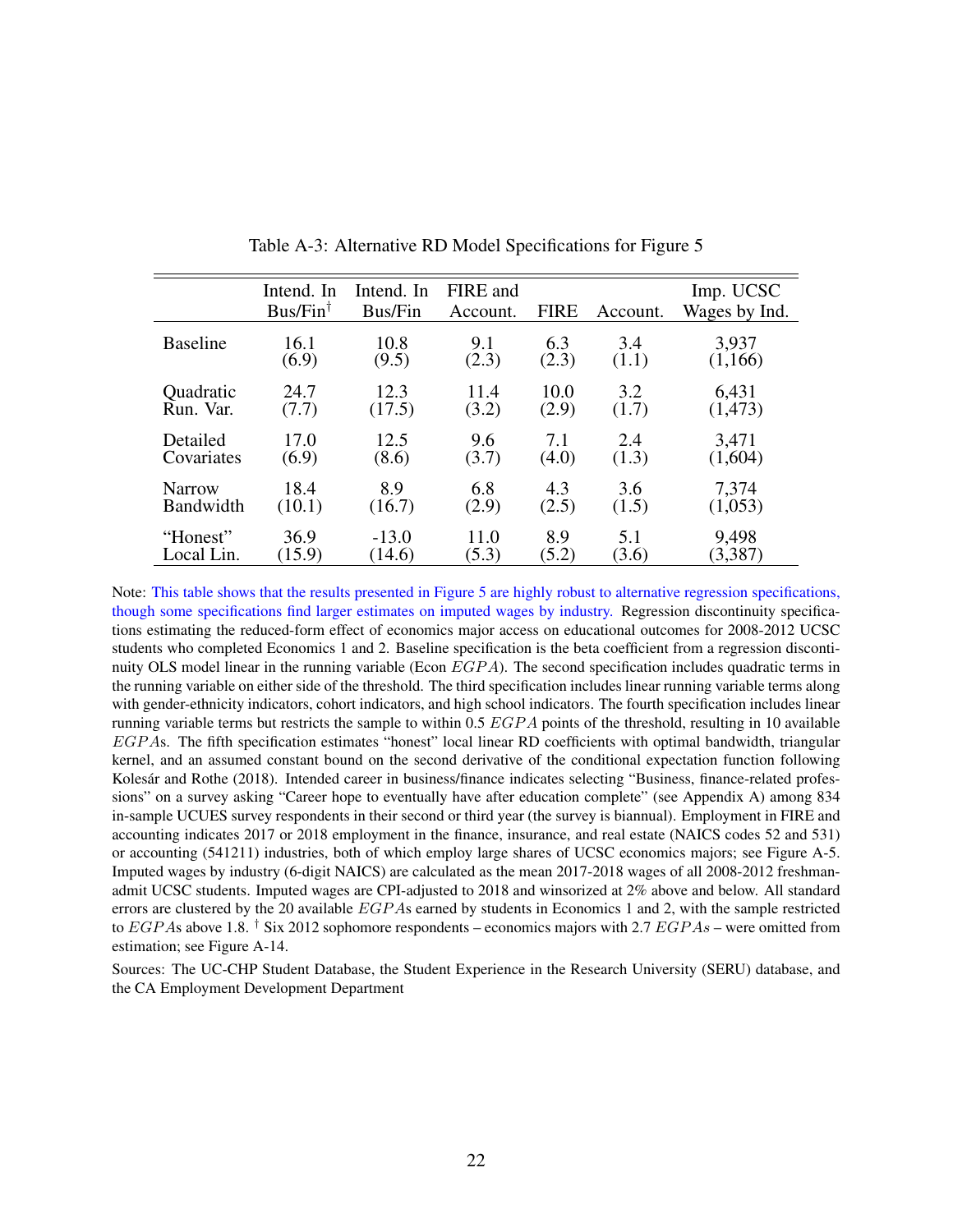Table A-3: Alternative RD Model Specifications for Figure 5

| | Intend. In Bus/Fin[†] | Intend. In Bus/Fin | FIRE and Account. | FIRE | Account. | Imp. UCSC Wages by Ind. |
|---|---|---|---|---|---|---|
| Baseline | 16.1 | 10.8 | 9.1 | 6.3 | 3.4 | 3,937 |
| | (6.9) | (9.5) | (2.3) | (2.3) | (1.1) | (1,166) |
| Quadratic Run. Var. | 24.7 | 12.3 | 11.4 | 10.0 | 3.2 | 6,431 |
| | (7.7) | (17.5) | (3.2) | (2.9) | (1.7) | (1,473) |
| Detailed Covariates | 17.0 | 12.5 | 9.6 | 7.1 | 2.4 | 3,471 |
| | (6.9) | (8.6) | (3.7) | (4.0) | (1.3) | (1,604) |
| Narrow Bandwidth | 18.4 | 8.9 | 6.8 | 4.3 | 3.6 | 7,374 |
| | (10.1) | (16.7) | (2.9) | (2.5) | (1.5) | (1,053) |
| "Honest" Local Lin. | 36.9 | -13.0 | 11.0 | 8.9 | 5.1 | 9,498 |
| | (15.9) | (14.6) | (5.3) | (5.2) | (3.6) | (3,387) |

Note: This table shows that the results presented in Figure 5 are highly robust to alternative regression specifications, though some specifications find larger estimates on imputed wages by industry. Regression discontinuity specifications estimating the reduced-form effect of economics major access on educational outcomes for 2008-2012 UCSC students who completed Economics 1 and 2. Baseline specification is the beta coefficient from a regression discontinuity OLS model linear in the running variable (Econ $EGPA$). The second specification includes quadratic terms in the running variable on either side of the threshold. The third specification includes linear running variable terms along with gender-ethnicity indicators, cohort indicators, and high school indicators. The fourth specification includes linear running variable terms but restricts the sample to within 0.5 $EGPA$ points of the threshold, resulting in 10 available $EGPA$s. The fifth specification estimates "honest" local linear RD coefficients with optimal bandwidth, triangular kernel, and an assumed constant bound on the second derivative of the conditional expectation function following Kolesár and Rothe (2018). Intended career in business/finance indicates selecting "Business, finance-related professions" on a survey asking "Career hope to eventually have after education complete" (see Appendix A) among 834 in-sample UCUES survey respondents in their second or third year (the survey is biannual). Employment in FIRE and accounting indicates 2017 or 2018 employment in the finance, insurance, and real estate (NAICS codes 52 and 531) or accounting (541211) industries, both of which employ large shares of UCSC economics majors; see Figure A-5. Imputed wages by industry (6-digit NAICS) are calculated as the mean 2017-2018 wages of all 2008-2012 freshman-admit UCSC students. Imputed wages are CPI-adjusted to 2018 and winsorized at 2% above and below. All standard errors are clustered by the 20 available $EGPA$s earned by students in Economics 1 and 2, with the sample restricted to $EGPA$s above 1.8. [†] Six 2012 sophomore respondents – economics majors with 2.7 $EGPAs$ – were omitted from estimation; see Figure A-14.

Sources: The UC-CHP Student Database, the Student Experience in the Research University (SERU) database, and the CA Employment Development Department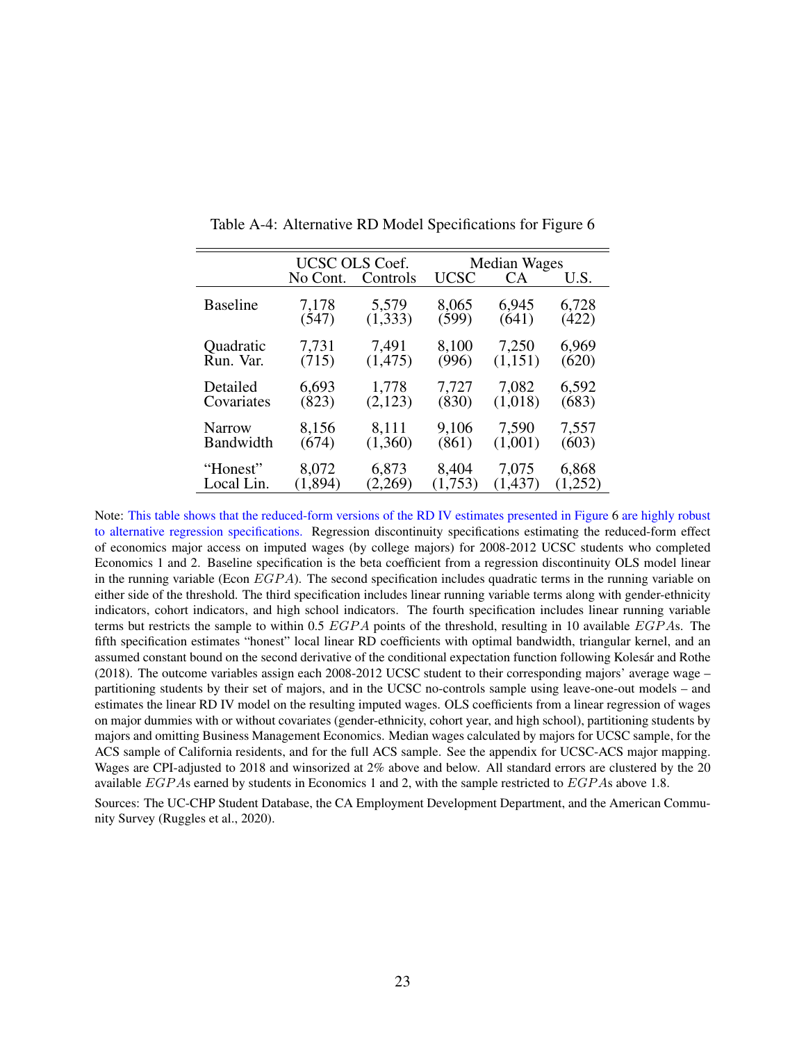Table A-4: Alternative RD Model Specifications for Figure 6

| | UCSC OLS Coef. | | Median Wages | | |
|---|---|---|---|---|---|
| | No Cont. | Controls | UCSC | CA | U.S. |
| Baseline | 7,178 | 5,579 | 8,065 | 6,945 | 6,728 |
| | (547) | (1,333) | (599) | (641) | (422) |
| Quadratic Run. Var. | 7,731 | 7,491 | 8,100 | 7,250 | 6,969 |
| | (715) | (1,475) | (996) | (1,151) | (620) |
| Detailed Covariates | 6,693 | 1,778 | 7,727 | 7,082 | 6,592 |
| | (823) | (2,123) | (830) | (1,018) | (683) |
| Narrow Bandwidth | 8,156 | 8,111 | 9,106 | 7,590 | 7,557 |
| | (674) | (1,360) | (861) | (1,001) | (603) |
| "Honest" Local Lin. | 8,072 | 6,873 | 8,404 | 7,075 | 6,868 |
| | (1,894) | (2,269) | (1,753) | (1,437) | (1,252) |

Note: This table shows that the reduced-form versions of the RD IV estimates presented in Figure 6 are highly robust to alternative regression specifications. Regression discontinuity specifications estimating the reduced-form effect of economics major access on imputed wages (by college majors) for 2008-2012 UCSC students who completed Economics 1 and 2. Baseline specification is the beta coefficient from a regression discontinuity OLS model linear in the running variable (Econ $EGPA$). The second specification includes quadratic terms in the running variable on either side of the threshold. The third specification includes linear running variable terms along with gender-ethnicity indicators, cohort indicators, and high school indicators. The fourth specification includes linear running variable terms but restricts the sample to within 0.5 $EGPA$ points of the threshold, resulting in 10 available $EGPA$s. The fifth specification estimates "honest" local linear RD coefficients with optimal bandwidth, triangular kernel, and an assumed constant bound on the second derivative of the conditional expectation function following Kolesár and Rothe (2018). The outcome variables assign each 2008-2012 UCSC student to their corresponding majors' average wage – partitioning students by their set of majors, and in the UCSC no-controls sample using leave-one-out models – and estimates the linear RD IV model on the resulting imputed wages. OLS coefficients from a linear regression of wages on major dummies with or without covariates (gender-ethnicity, cohort year, and high school), partitioning students by majors and omitting Business Management Economics. Median wages calculated by majors for UCSC sample, for the ACS sample of California residents, and for the full ACS sample. See the appendix for UCSC-ACS major mapping. Wages are CPI-adjusted to 2018 and winsorized at 2% above and below. All standard errors are clustered by the 20 available $EGPA$s earned by students in Economics 1 and 2, with the sample restricted to $EGPA$s above 1.8.

Sources: The UC-CHP Student Database, the CA Employment Development Department, and the American Community Survey (Ruggles et al., 2020).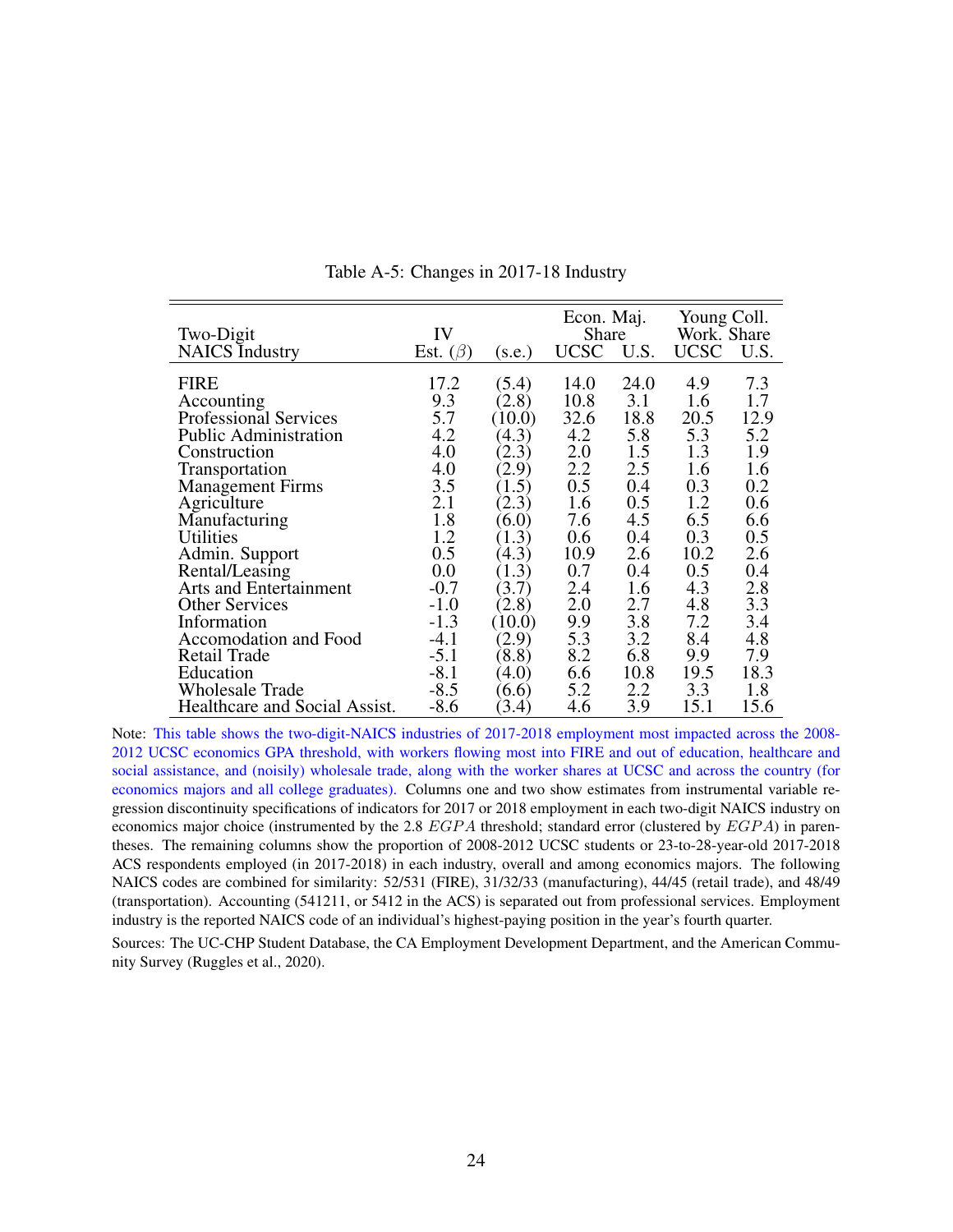Table A-5: Changes in 2017-18 Industry

| Two-Digit NAICS Industry | IV Est. ($\beta$) | (s.e.) | Econ. Maj. Share UCSC | Econ. Maj. Share U.S. | Young Coll. Work. Share UCSC | Young Coll. Work. Share U.S. |
|---|---|---|---|---|---|---|
| FIRE | 17.2 | (5.4) | 14.0 | 24.0 | 4.9 | 7.3 |
| Accounting | 9.3 | (2.8) | 10.8 | 3.1 | 1.6 | 1.7 |
| Professional Services | 5.7 | (10.0) | 32.6 | 18.8 | 20.5 | 12.9 |
| Public Administration | 4.2 | (4.3) | 4.2 | 5.8 | 5.3 | 5.2 |
| Construction | 4.0 | (2.3) | 2.0 | 1.5 | 1.3 | 1.9 |
| Transportation | 4.0 | (2.9) | 2.2 | 2.5 | 1.6 | 1.6 |
| Management Firms | 3.5 | (1.5) | 0.5 | 0.4 | 0.3 | 0.2 |
| Agriculture | 2.1 | (2.3) | 1.6 | 0.5 | 1.2 | 0.6 |
| Manufacturing | 1.8 | (6.0) | 7.6 | 4.5 | 6.5 | 6.6 |
| Utilities | 1.2 | (1.3) | 0.6 | 0.4 | 0.3 | 0.5 |
| Admin. Support | 0.5 | (4.3) | 10.9 | 2.6 | 10.2 | 2.6 |
| Rental/Leasing | 0.0 | (1.3) | 0.7 | 0.4 | 0.5 | 0.4 |
| Arts and Entertainment | -0.7 | (3.7) | 2.4 | 1.6 | 4.3 | 2.8 |
| Other Services | -1.0 | (2.8) | 2.0 | 2.7 | 4.8 | 3.3 |
| Information | -1.3 | (10.0) | 9.9 | 3.8 | 7.2 | 3.4 |
| Accomodation and Food | -4.1 | (2.9) | 5.3 | 3.2 | 8.4 | 4.8 |
| Retail Trade | -5.1 | (8.8) | 8.2 | 6.8 | 9.9 | 7.9 |
| Education | -8.1 | (4.0) | 6.6 | 10.8 | 19.5 | 18.3 |
| Wholesale Trade | -8.5 | (6.6) | 5.2 | 2.2 | 3.3 | 1.8 |
| Healthcare and Social Assist. | -8.6 | (3.4) | 4.6 | 3.9 | 15.1 | 15.6 |

Note: This table shows the two-digit-NAICS industries of 2017-2018 employment most impacted across the 2008-2012 UCSC economics GPA threshold, with workers flowing most into FIRE and out of education, healthcare and social assistance, and (noisily) wholesale trade, along with the worker shares at UCSC and across the country (for economics majors and all college graduates). Columns one and two show estimates from instrumental variable regression discontinuity specifications of indicators for 2017 or 2018 employment in each two-digit NAICS industry on economics major choice (instrumented by the 2.8 $EGPA$ threshold; standard error (clustered by $EGPA$) in parentheses. The remaining columns show the proportion of 2008-2012 UCSC students or 23-to-28-year-old 2017-2018 ACS respondents employed (in 2017-2018) in each industry, overall and among economics majors. The following NAICS codes are combined for similarity: 52/531 (FIRE), 31/32/33 (manufacturing), 44/45 (retail trade), and 48/49 (transportation). Accounting (541211, or 5412 in the ACS) is separated out from professional services. Employment industry is the reported NAICS code of an individual's highest-paying position in the year's fourth quarter.

Sources: The UC-CHP Student Database, the CA Employment Development Department, and the American Community Survey (Ruggles et al., 2020).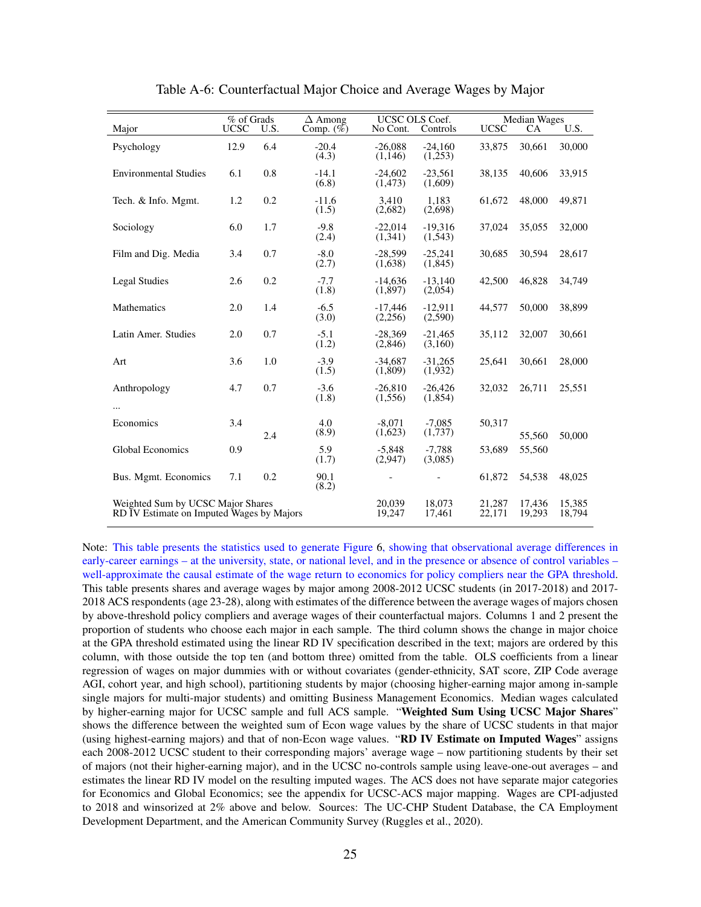Table A-6: Counterfactual Major Choice and Average Wages by Major

| Major | % of Grads UCSC | % of Grads U.S. | Δ Among Comp. (%) | UCSC OLS Coef. No Cont. | UCSC OLS Coef. Controls | Median Wages UCSC | Median Wages CA | Median Wages U.S. |
|---|---|---|---|---|---|---|---|---|
| Psychology | 12.9 | 6.4 | -20.4 (4.3) | -26,088 (1,146) | -24,160 (1,253) | 33,875 | 30,661 | 30,000 |
| Environmental Studies | 6.1 | 0.8 | -14.1 (6.8) | -24,602 (1,473) | -23,561 (1,609) | 38,135 | 40,606 | 33,915 |
| Tech. & Info. Mgmt. | 1.2 | 0.2 | -11.6 (1.5) | 3,410 (2,682) | 1,183 (2,698) | 61,672 | 48,000 | 49,871 |
| Sociology | 6.0 | 1.7 | -9.8 (2.4) | -22,014 (1,341) | -19,316 (1,543) | 37,024 | 35,055 | 32,000 |
| Film and Dig. Media | 3.4 | 0.7 | -8.0 (2.7) | -28,599 (1,638) | -25,241 (1,845) | 30,685 | 30,594 | 28,617 |
| Legal Studies | 2.6 | 0.2 | -7.7 (1.8) | -14,636 (1,897) | -13,140 (2,054) | 42,500 | 46,828 | 34,749 |
| Mathematics | 2.0 | 1.4 | -6.5 (3.0) | -17,446 (2,256) | -12,911 (2,590) | 44,577 | 50,000 | 38,899 |
| Latin Amer. Studies | 2.0 | 0.7 | -5.1 (1.2) | -28,369 (2,846) | -21,465 (3,160) | 35,112 | 32,007 | 30,661 |
| Art | 3.6 | 1.0 | -3.9 (1.5) | -34,687 (1,809) | -31,265 (1,932) | 25,641 | 30,661 | 28,000 |
| Anthropology | 4.7 | 0.7 | -3.6 (1.8) | -26,810 (1,556) | -26,426 (1,854) | 32,032 | 26,711 | 25,551 |
| ... | | | | | | | | |
| Economics | 3.4 | 2.4 | 4.0 (8.9) | -8,071 (1,623) | -7,085 (1,737) | 50,317 | 55,560 | 50,000 |
| Global Economics | 0.9 | | 5.9 (1.7) | -5,848 (2,947) | -7,788 (3,085) | 53,689 | 55,560 | |
| Bus. Mgmt. Economics | 7.1 | 0.2 | 90.1 (8.2) | - | - | 61,872 | 54,538 | 48,025 |
| Weighted Sum by UCSC Major Shares | | | | 20,039 | 18,073 | 21,287 | 17,436 | 15,385 |
| RD IV Estimate on Imputed Wages by Majors | | | | 19,247 | 17,461 | 22,171 | 19,293 | 18,794 |

Note: This table presents the statistics used to generate Figure 6, showing that observational average differences in early-career earnings – at the university, state, or national level, and in the presence or absence of control variables – well-approximate the causal estimate of the wage return to economics for policy compliers near the GPA threshold. This table presents shares and average wages by major among 2008-2012 UCSC students (in 2017-2018) and 2017-2018 ACS respondents (age 23-28), along with estimates of the difference between the average wages of majors chosen by above-threshold policy compliers and average wages of their counterfactual majors. Columns 1 and 2 present the proportion of students who choose each major in each sample. The third column shows the change in major choice at the GPA threshold estimated using the linear RD IV specification described in the text; majors are ordered by this column, with those outside the top ten (and bottom three) omitted from the table. OLS coefficients from a linear regression of wages on major dummies with or without covariates (gender-ethnicity, SAT score, ZIP Code average AGI, cohort year, and high school), partitioning students by major (choosing higher-earning major among in-sample single majors for multi-major students) and omitting Business Management Economics. Median wages calculated by higher-earning major for UCSC sample and full ACS sample. "**Weighted Sum Using UCSC Major Shares**" shows the difference between the weighted sum of Econ wage values by the share of UCSC students in that major (using highest-earning majors) and that of non-Econ wage values. "**RD IV Estimate on Imputed Wages**" assigns each 2008-2012 UCSC student to their corresponding majors' average wage – now partitioning students by their set of majors (not their higher-earning major), and in the UCSC no-controls sample using leave-one-out averages – and estimates the linear RD IV model on the resulting imputed wages. The ACS does not have separate major categories for Economics and Global Economics; see the appendix for UCSC-ACS major mapping. Wages are CPI-adjusted to 2018 and winsorized at 2% above and below. Sources: The UC-CHP Student Database, the CA Employment Development Department, and the American Community Survey (Ruggles et al., 2020).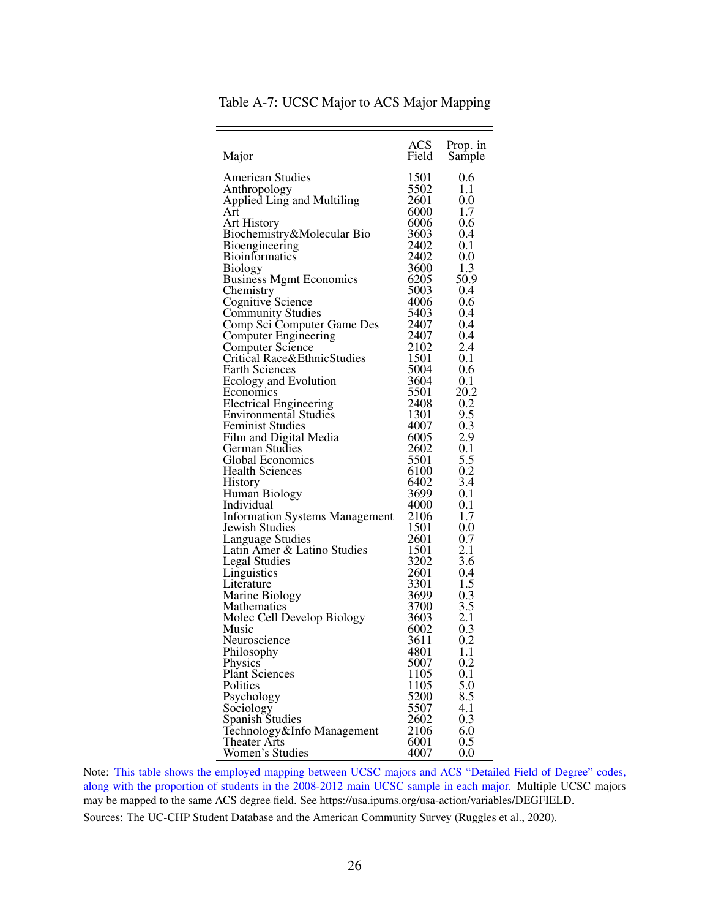Table A-7: UCSC Major to ACS Major Mapping

| Major | ACS Field | Prop. in Sample |
|---|---|---|
| American Studies | 1501 | 0.6 |
| Anthropology | 5502 | 1.1 |
| Applied Ling and Multiling | 2601 | 0.0 |
| Art | 6000 | 1.7 |
| Art History | 6006 | 0.6 |
| Biochemistry&Molecular Bio | 3603 | 0.4 |
| Bioengineering | 2402 | 0.1 |
| Bioinformatics | 2402 | 0.0 |
| Biology | 3600 | 1.3 |
| Business Mgmt Economics | 6205 | 50.9 |
| Chemistry | 5003 | 0.4 |
| Cognitive Science | 4006 | 0.6 |
| Community Studies | 5403 | 0.4 |
| Comp Sci Computer Game Des | 2407 | 0.4 |
| Computer Engineering | 2407 | 0.4 |
| Computer Science | 2102 | 2.4 |
| Critical Race&EthnicStudies | 1501 | 0.1 |
| Earth Sciences | 5004 | 0.6 |
| Ecology and Evolution | 3604 | 0.1 |
| Economics | 5501 | 20.2 |
| Electrical Engineering | 2408 | 0.2 |
| Environmental Studies | 1301 | 9.5 |
| Feminist Studies | 4007 | 0.3 |
| Film and Digital Media | 6005 | 2.9 |
| German Studies | 2602 | 0.1 |
| Global Economics | 5501 | 5.5 |
| Health Sciences | 6100 | 0.2 |
| History | 6402 | 3.4 |
| Human Biology | 3699 | 0.1 |
| Individual | 4000 | 0.1 |
| Information Systems Management | 2106 | 1.7 |
| Jewish Studies | 1501 | 0.0 |
| Language Studies | 2601 | 0.7 |
| Latin Amer & Latino Studies | 1501 | 2.1 |
| Legal Studies | 3202 | 3.6 |
| Linguistics | 2601 | 0.4 |
| Literature | 3301 | 1.5 |
| Marine Biology | 3699 | 0.3 |
| Mathematics | 3700 | 3.5 |
| Molec Cell Develop Biology | 3603 | 2.1 |
| Music | 6002 | 0.3 |
| Neuroscience | 3611 | 0.2 |
| Philosophy | 4801 | 1.1 |
| Physics | 5007 | 0.2 |
| Plant Sciences | 1105 | 0.1 |
| Politics | 1105 | 5.0 |
| Psychology | 5200 | 8.5 |
| Sociology | 5507 | 4.1 |
| Spanish Studies | 2602 | 0.3 |
| Technology&Info Management | 2106 | 6.0 |
| Theater Arts | 6001 | 0.5 |
| Women's Studies | 4007 | 0.0 |

Note: This table shows the employed mapping between UCSC majors and ACS "Detailed Field of Degree" codes, along with the proportion of students in the 2008-2012 main UCSC sample in each major. Multiple UCSC majors may be mapped to the same ACS degree field. See https://usa.ipums.org/usa-action/variables/DEGFIELD.

Sources: The UC-CHP Student Database and the American Community Survey (Ruggles et al., 2020).